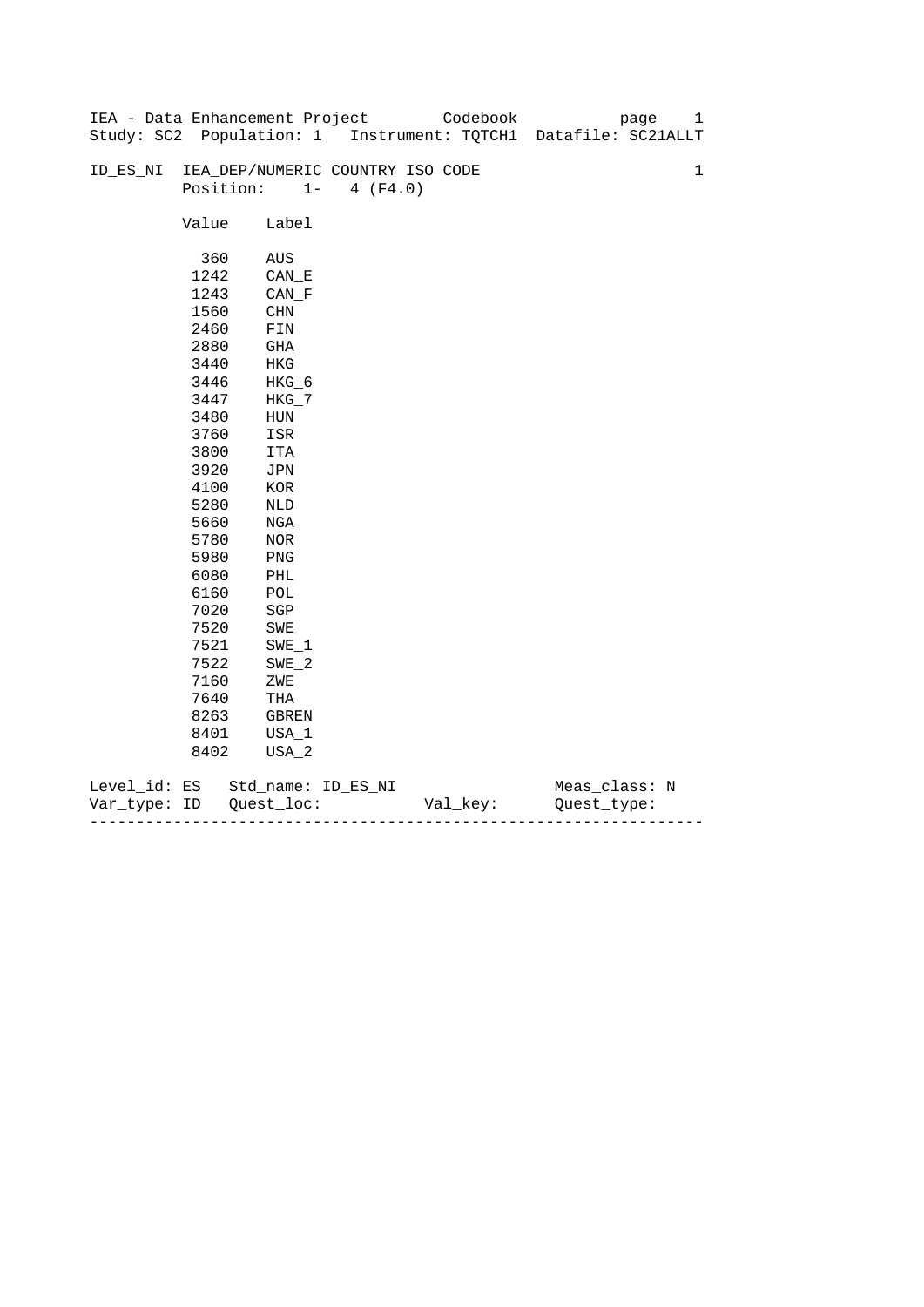IEA - Data Enhancement Project Codebook

Study: SC2 Population: 1 Instrument: TQTCH1 Datafile: SC21ALLT

## ID_ES_NI IEA_DEP/NUMERIC COUNTRY ISO CODE 1

Position: 1- 4 (F4.0)

| Value | Label |
|---|---|
| 360 | AUS |
| 1242 | CAN_E |
| 1243 | CAN_F |
| 1560 | CHN |
| 2460 | FIN |
| 2880 | GHA |
| 3440 | HKG |
| 3446 | HKG_6 |
| 3447 | HKG_7 |
| 3480 | HUN |
| 3760 | ISR |
| 3800 | ITA |
| 3920 | JPN |
| 4100 | KOR |
| 5280 | NLD |
| 5660 | NGA |
| 5780 | NOR |
| 5980 | PNG |
| 6080 | PHL |
| 6160 | POL |
| 7020 | SGP |
| 7520 | SWE |
| 7521 | SWE_1 |
| 7522 | SWE_2 |
| 7160 | ZWE |
| 7640 | THA |
| 8263 | GBREN |
| 8401 | USA_1 |
| 8402 | USA_2 |

Level_id: ES Std_name: ID_ES_NI Meas_class: N

Var_type: ID Quest_loc: Val_key: Quest_type:

---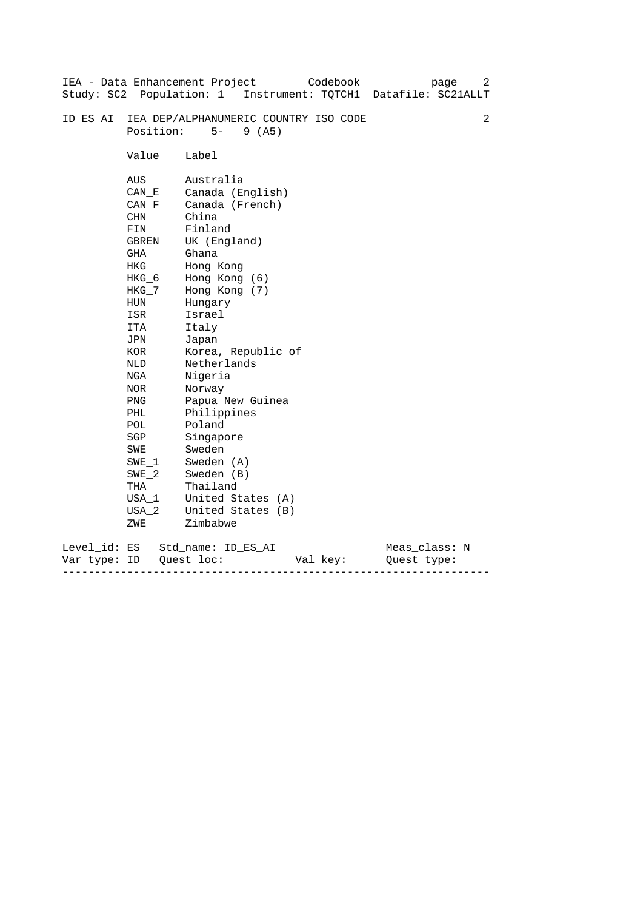IEA - Data Enhancement Project Codebook
Study: SC2 Population: 1 Instrument: TQTCH1 Datafile: SC21ALLT

## ID_ES_AI IEA_DEP/ALPHANUMERIC COUNTRY ISO CODE 2

Position: 5- 9 (A5)

| Value | Label |
|---|---|
| AUS | Australia |
| CAN_E | Canada (English) |
| CAN_F | Canada (French) |
| CHN | China |
| FIN | Finland |
| GBREN | UK (England) |
| GHA | Ghana |
| HKG | Hong Kong |
| HKG_6 | Hong Kong (6) |
| HKG_7 | Hong Kong (7) |
| HUN | Hungary |
| ISR | Israel |
| ITA | Italy |
| JPN | Japan |
| KOR | Korea, Republic of |
| NLD | Netherlands |
| NGA | Nigeria |
| NOR | Norway |
| PNG | Papua New Guinea |
| PHL | Philippines |
| POL | Poland |
| SGP | Singapore |
| SWE | Sweden |
| SWE_1 | Sweden (A) |
| SWE_2 | Sweden (B) |
| THA | Thailand |
| USA_1 | United States (A) |
| USA_2 | United States (B) |
| ZWE | Zimbabwe |

Level_id: ES Std_name: ID_ES_AI Meas_class: N
Var_type: ID Quest_loc: Val_key: Quest_type:

---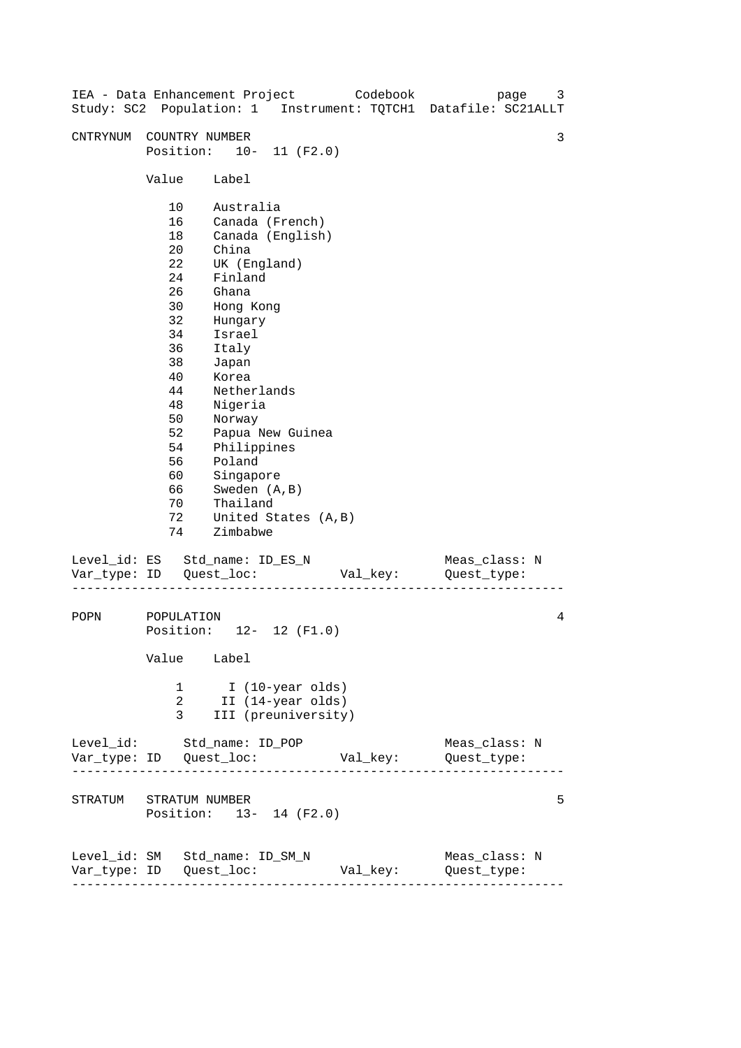CNTRYNUM COUNTRY NUMBER 3

Position: 10- 11 (F2.0)

| Value | Label |
| --- | --- |
| 10 | Australia |
| 16 | Canada (French) |
| 18 | Canada (English) |
| 20 | China |
| 22 | UK (England) |
| 24 | Finland |
| 26 | Ghana |
| 30 | Hong Kong |
| 32 | Hungary |
| 34 | Israel |
| 36 | Italy |
| 38 | Japan |
| 40 | Korea |
| 44 | Netherlands |
| 48 | Nigeria |
| 50 | Norway |
| 52 | Papua New Guinea |
| 54 | Philippines |
| 56 | Poland |
| 60 | Singapore |
| 66 | Sweden (A,B) |
| 70 | Thailand |
| 72 | United States (A,B) |
| 74 | Zimbabwe |

Level_id: ES Std_name: ID_ES_N Meas_class: N
Var_type: ID Quest_loc: Val_key: Quest_type:

---

POPN POPULATION 4

Position: 12- 12 (F1.0)

| Value | Label |
| --- | --- |
| 1 | I (10-year olds) |
| 2 | II (14-year olds) |
| 3 | III (preuniversity) |

Level_id: Std_name: ID_POP Meas_class: N
Var_type: ID Quest_loc: Val_key: Quest_type:

---

STRATUM STRATUM NUMBER 5

Position: 13- 14 (F2.0)

Level_id: SM Std_name: ID_SM_N Meas_class: N
Var_type: ID Quest_loc: Val_key: Quest_type:

---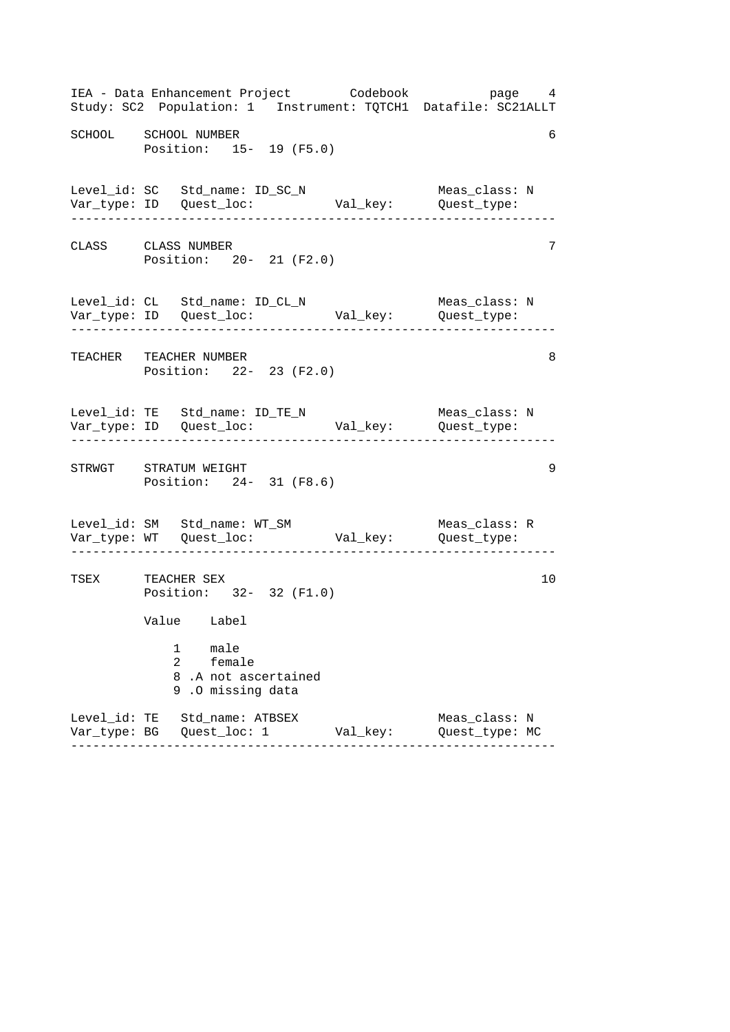```
SCHOOL    SCHOOL NUMBER                                            6
          Position:   15-  19 (F5.0)


Level_id: SC   Std_name: ID_SC_N                     Meas_class: N
Var_type: ID   Quest_loc:           Val_key:         Quest_type:
------------------------------------------------------------------

CLASS     CLASS NUMBER                                             7
          Position:   20-  21 (F2.0)


Level_id: CL   Std_name: ID_CL_N                     Meas_class: N
Var_type: ID   Quest_loc:           Val_key:         Quest_type:
------------------------------------------------------------------

TEACHER   TEACHER NUMBER                                           8
          Position:   22-  23 (F2.0)


Level_id: TE   Std_name: ID_TE_N                     Meas_class: N
Var_type: ID   Quest_loc:           Val_key:         Quest_type:
------------------------------------------------------------------

STRWGT    STRATUM WEIGHT                                           9
          Position:   24-  31 (F8.6)


Level_id: SM   Std_name: WT_SM                       Meas_class: R
Var_type: WT   Quest_loc:           Val_key:         Quest_type:
------------------------------------------------------------------

TSEX      TEACHER SEX                                             10
          Position:   32-  32 (F1.0)

          Value    Label

              1    male
              2    female
              8 .A not ascertained
              9 .O missing data

Level_id: TE   Std_name: ATBSEX                      Meas_class: N
Var_type: BG   Quest_loc: 1         Val_key:         Quest_type: MC
------------------------------------------------------------------
```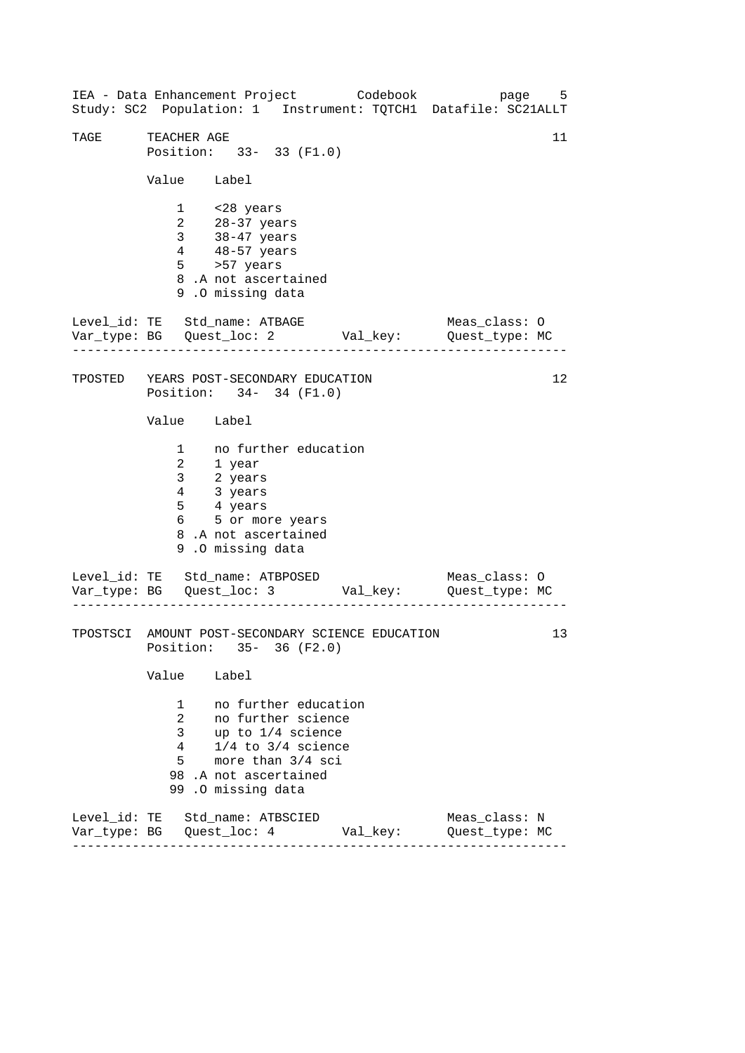```
TAGE      TEACHER AGE                                                11
          Position:   33-  33 (F1.0)

          Value    Label

              1    <28 years
              2    28-37 years
              3    38-47 years
              4    48-57 years
              5    >57 years
              8 .A not ascertained
              9 .O missing data

Level_id: TE   Std_name: ATBAGE                    Meas_class: O
Var_type: BG   Quest_loc: 2        Val_key:        Quest_type: MC
------------------------------------------------------------------

TPOSTED   YEARS POST-SECONDARY EDUCATION                             12
          Position:   34-  34 (F1.0)

          Value    Label

              1    no further education
              2    1 year
              3    2 years
              4    3 years
              5    4 years
              6    5 or more years
              8 .A not ascertained
              9 .O missing data

Level_id: TE   Std_name: ATBPOSED                  Meas_class: O
Var_type: BG   Quest_loc: 3        Val_key:        Quest_type: MC
------------------------------------------------------------------

TPOSTSCI  AMOUNT POST-SECONDARY SCIENCE EDUCATION                    13
          Position:   35-  36 (F2.0)

          Value    Label

              1    no further education
              2    no further science
              3    up to 1/4 science
              4    1/4 to 3/4 science
              5    more than 3/4 sci
             98 .A not ascertained
             99 .O missing data

Level_id: TE   Std_name: ATBSCIED                  Meas_class: N
Var_type: BG   Quest_loc: 4        Val_key:        Quest_type: MC
------------------------------------------------------------------
```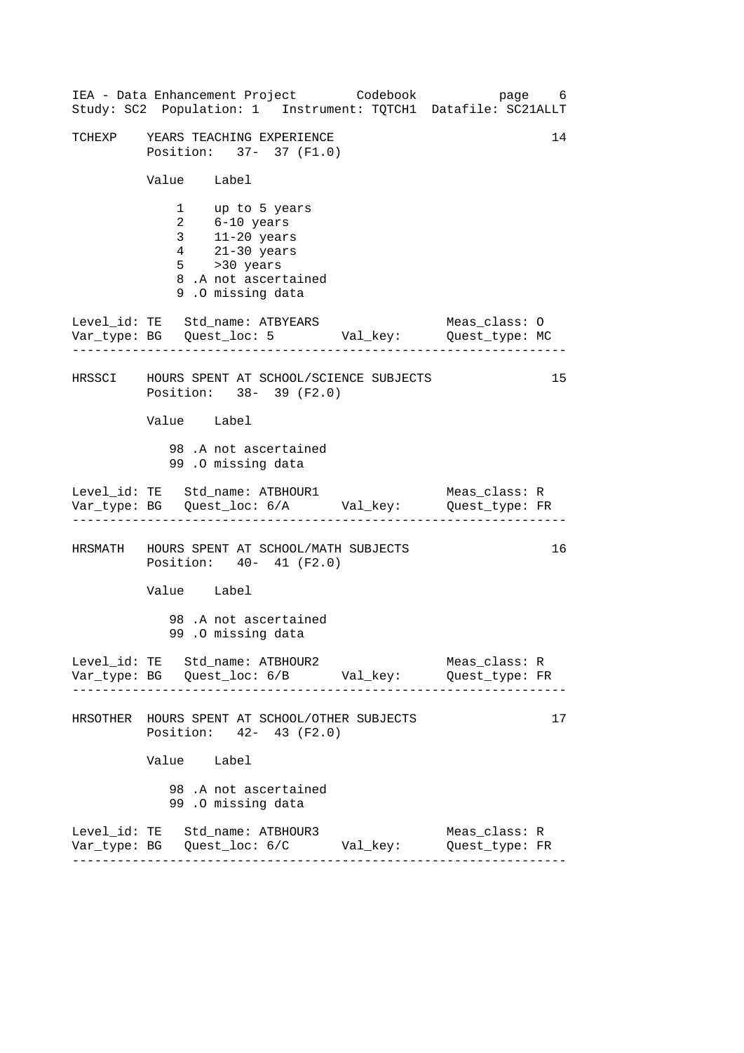```
TCHEXP    YEARS TEACHING EXPERIENCE                                14
          Position:   37-  37 (F1.0)

          Value    Label

              1    up to 5 years
              2    6-10 years
              3    11-20 years
              4    21-30 years
              5    >30 years
              8 .A not ascertained
              9 .O missing data

Level_id: TE   Std_name: ATBYEARS                   Meas_class: O
Var_type: BG   Quest_loc: 5         Val_key:        Quest_type: MC
-------------------------------------------------------------------

HRSSCI    HOURS SPENT AT SCHOOL/SCIENCE SUBJECTS                   15
          Position:   38-  39 (F2.0)

          Value    Label

             98 .A not ascertained
             99 .O missing data

Level_id: TE   Std_name: ATBHOUR1                   Meas_class: R
Var_type: BG   Quest_loc: 6/A       Val_key:        Quest_type: FR
-------------------------------------------------------------------

HRSMATH   HOURS SPENT AT SCHOOL/MATH SUBJECTS                      16
          Position:   40-  41 (F2.0)

          Value    Label

             98 .A not ascertained
             99 .O missing data

Level_id: TE   Std_name: ATBHOUR2                   Meas_class: R
Var_type: BG   Quest_loc: 6/B       Val_key:        Quest_type: FR
-------------------------------------------------------------------

HRSOTHER  HOURS SPENT AT SCHOOL/OTHER SUBJECTS                     17
          Position:   42-  43 (F2.0)

          Value    Label

             98 .A not ascertained
             99 .O missing data

Level_id: TE   Std_name: ATBHOUR3                   Meas_class: R
Var_type: BG   Quest_loc: 6/C       Val_key:        Quest_type: FR
-------------------------------------------------------------------
```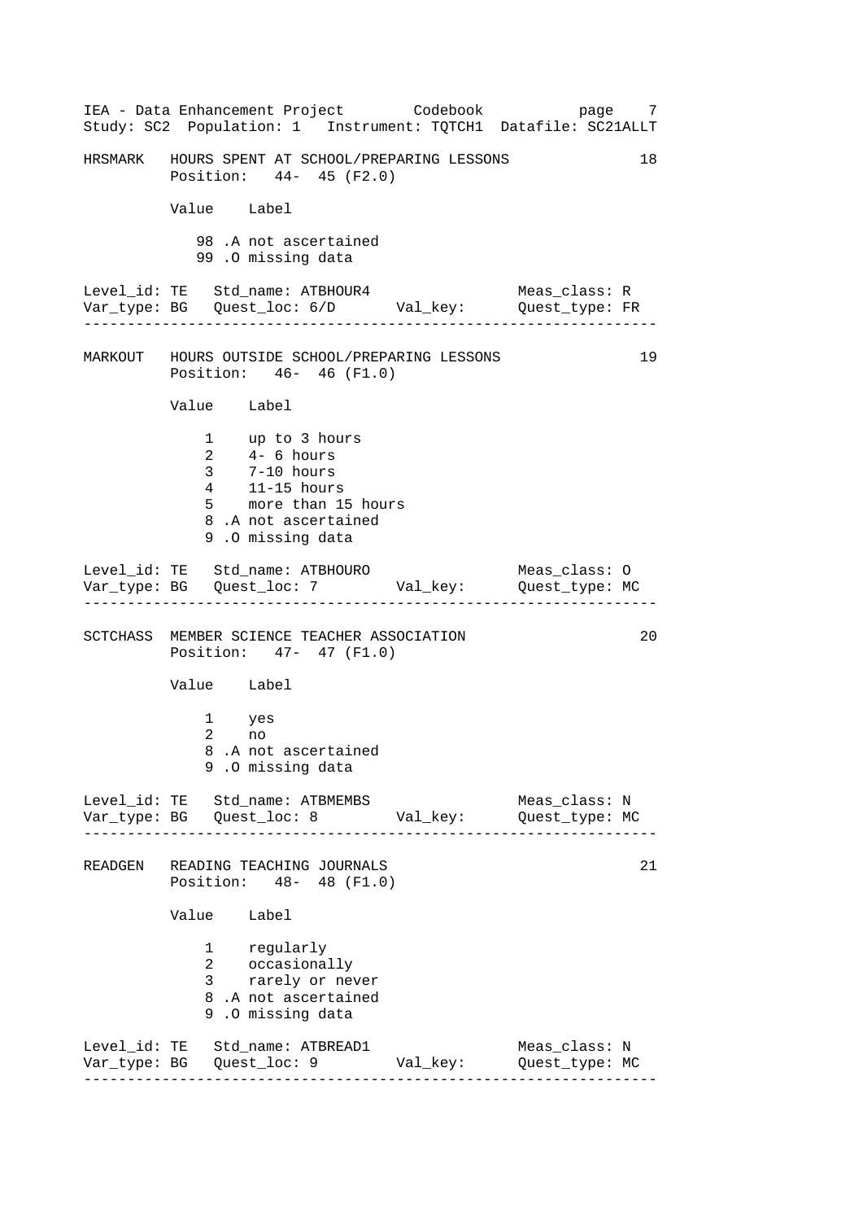```
HRSMARK   HOURS SPENT AT SCHOOL/PREPARING LESSONS                  18
          Position:   44-  45 (F2.0)

          Value    Label

             98 .A not ascertained
             99 .O missing data

Level_id: TE   Std_name: ATBHOUR4                 Meas_class: R
Var_type: BG   Quest_loc: 6/D       Val_key:      Quest_type: FR
-----------------------------------------------------------------

MARKOUT   HOURS OUTSIDE SCHOOL/PREPARING LESSONS                   19
          Position:   46-  46 (F1.0)

          Value    Label

              1    up to 3 hours
              2    4- 6 hours
              3    7-10 hours
              4    11-15 hours
              5    more than 15 hours
              8 .A not ascertained
              9 .O missing data

Level_id: TE   Std_name: ATBHOURO                 Meas_class: O
Var_type: BG   Quest_loc: 7         Val_key:      Quest_type: MC
-----------------------------------------------------------------

SCTCHASS  MEMBER SCIENCE TEACHER ASSOCIATION                       20
          Position:   47-  47 (F1.0)

          Value    Label

              1    yes
              2    no
              8 .A not ascertained
              9 .O missing data

Level_id: TE   Std_name: ATBMEMBS                 Meas_class: N
Var_type: BG   Quest_loc: 8         Val_key:      Quest_type: MC
-----------------------------------------------------------------

READGEN   READING TEACHING JOURNALS                                21
          Position:   48-  48 (F1.0)

          Value    Label

              1    regularly
              2    occasionally
              3    rarely or never
              8 .A not ascertained
              9 .O missing data

Level_id: TE   Std_name: ATBREAD1                 Meas_class: N
Var_type: BG   Quest_loc: 9         Val_key:      Quest_type: MC
-----------------------------------------------------------------
```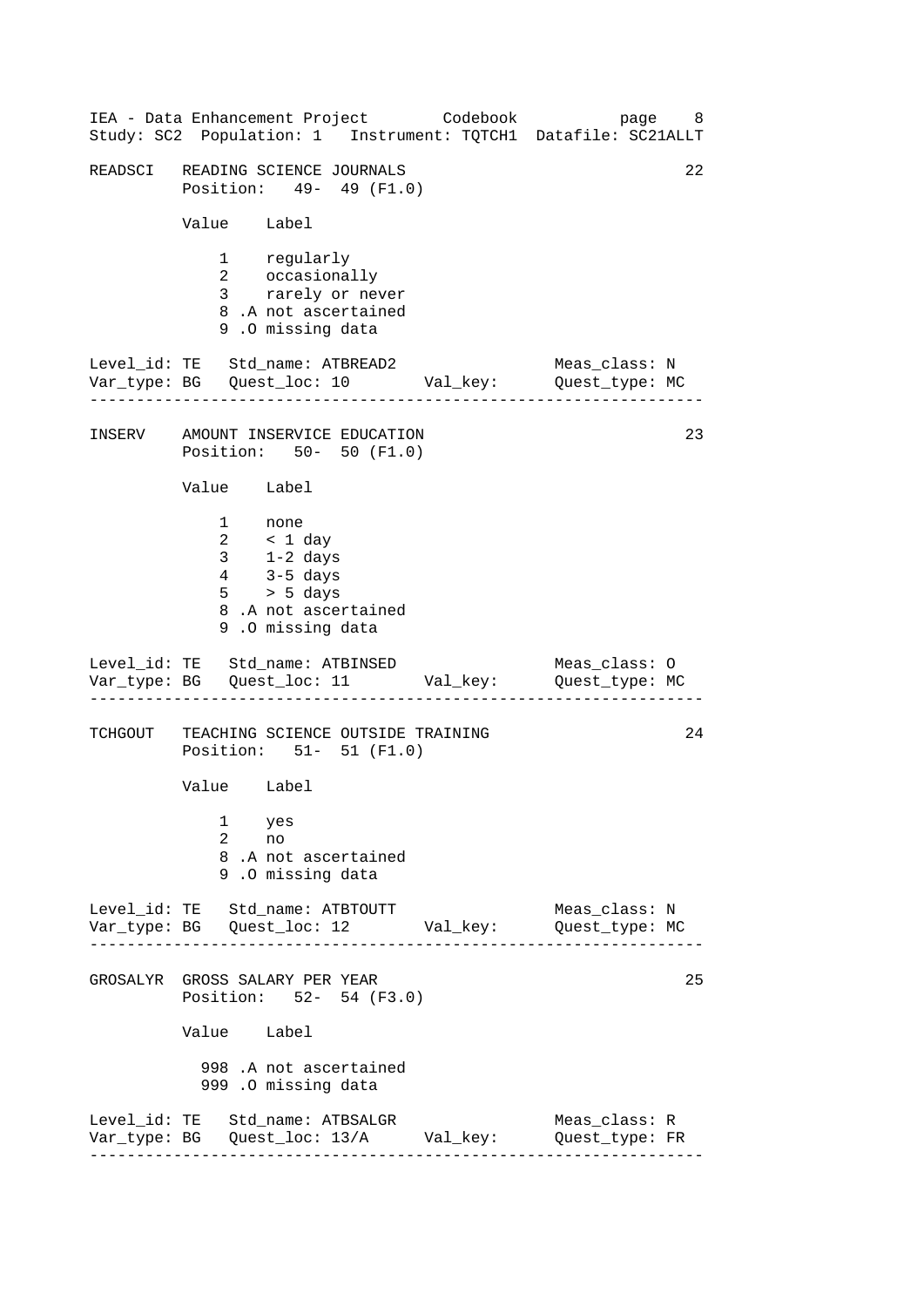```
READSCI   READING SCIENCE JOURNALS                                   22
          Position:   49-  49 (F1.0)

          Value    Label

              1    regularly
              2    occasionally
              3    rarely or never
              8 .A not ascertained
              9 .O missing data

Level_id: TE   Std_name: ATBREAD2                Meas_class: N
Var_type: BG   Quest_loc: 10       Val_key:      Quest_type: MC
-----------------------------------------------------------------

INSERV    AMOUNT INSERVICE EDUCATION                                 23
          Position:   50-  50 (F1.0)

          Value    Label

              1    none
              2    < 1 day
              3    1-2 days
              4    3-5 days
              5    > 5 days
              8 .A not ascertained
              9 .O missing data

Level_id: TE   Std_name: ATBINSED                Meas_class: O
Var_type: BG   Quest_loc: 11       Val_key:      Quest_type: MC
-----------------------------------------------------------------

TCHGOUT   TEACHING SCIENCE OUTSIDE TRAINING                          24
          Position:   51-  51 (F1.0)

          Value    Label

              1    yes
              2    no
              8 .A not ascertained
              9 .O missing data

Level_id: TE   Std_name: ATBTOUTT                Meas_class: N
Var_type: BG   Quest_loc: 12       Val_key:      Quest_type: MC
-----------------------------------------------------------------

GROSALYR  GROSS SALARY PER YEAR                                      25
          Position:   52-  54 (F3.0)

          Value    Label

            998 .A not ascertained
            999 .O missing data

Level_id: TE   Std_name: ATBSALGR                Meas_class: R
Var_type: BG   Quest_loc: 13/A     Val_key:      Quest_type: FR
-----------------------------------------------------------------
```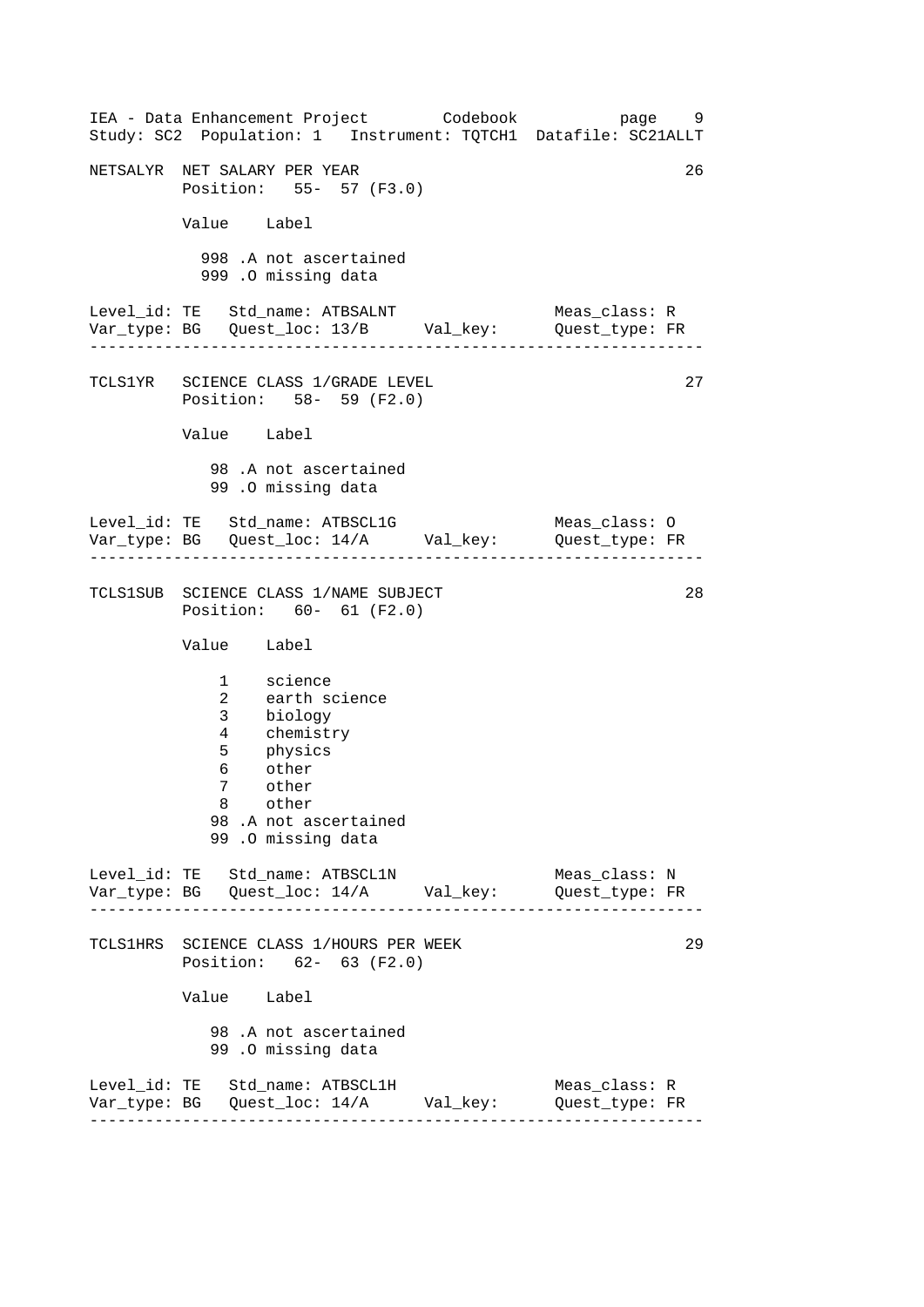```
NETSALYR  NET SALARY PER YEAR                                        26
          Position:   55-  57 (F3.0)

          Value    Label

            998 .A not ascertained
            999 .O missing data

Level_id: TE   Std_name: ATBSALNT                Meas_class: R
Var_type: BG   Quest_loc: 13/B      Val_key:     Quest_type: FR
-----------------------------------------------------------------

TCLS1YR   SCIENCE CLASS 1/GRADE LEVEL                                27
          Position:   58-  59 (F2.0)

          Value    Label

             98 .A not ascertained
             99 .O missing data

Level_id: TE   Std_name: ATBSCL1G                Meas_class: O
Var_type: BG   Quest_loc: 14/A      Val_key:     Quest_type: FR
-----------------------------------------------------------------

TCLS1SUB  SCIENCE CLASS 1/NAME SUBJECT                               28
          Position:   60-  61 (F2.0)

          Value    Label

              1    science
              2    earth science
              3    biology
              4    chemistry
              5    physics
              6    other
              7    other
              8    other
             98 .A not ascertained
             99 .O missing data

Level_id: TE   Std_name: ATBSCL1N                Meas_class: N
Var_type: BG   Quest_loc: 14/A      Val_key:     Quest_type: FR
-----------------------------------------------------------------

TCLS1HRS  SCIENCE CLASS 1/HOURS PER WEEK                             29
          Position:   62-  63 (F2.0)

          Value    Label

             98 .A not ascertained
             99 .O missing data

Level_id: TE   Std_name: ATBSCL1H                Meas_class: R
Var_type: BG   Quest_loc: 14/A      Val_key:     Quest_type: FR
-----------------------------------------------------------------
```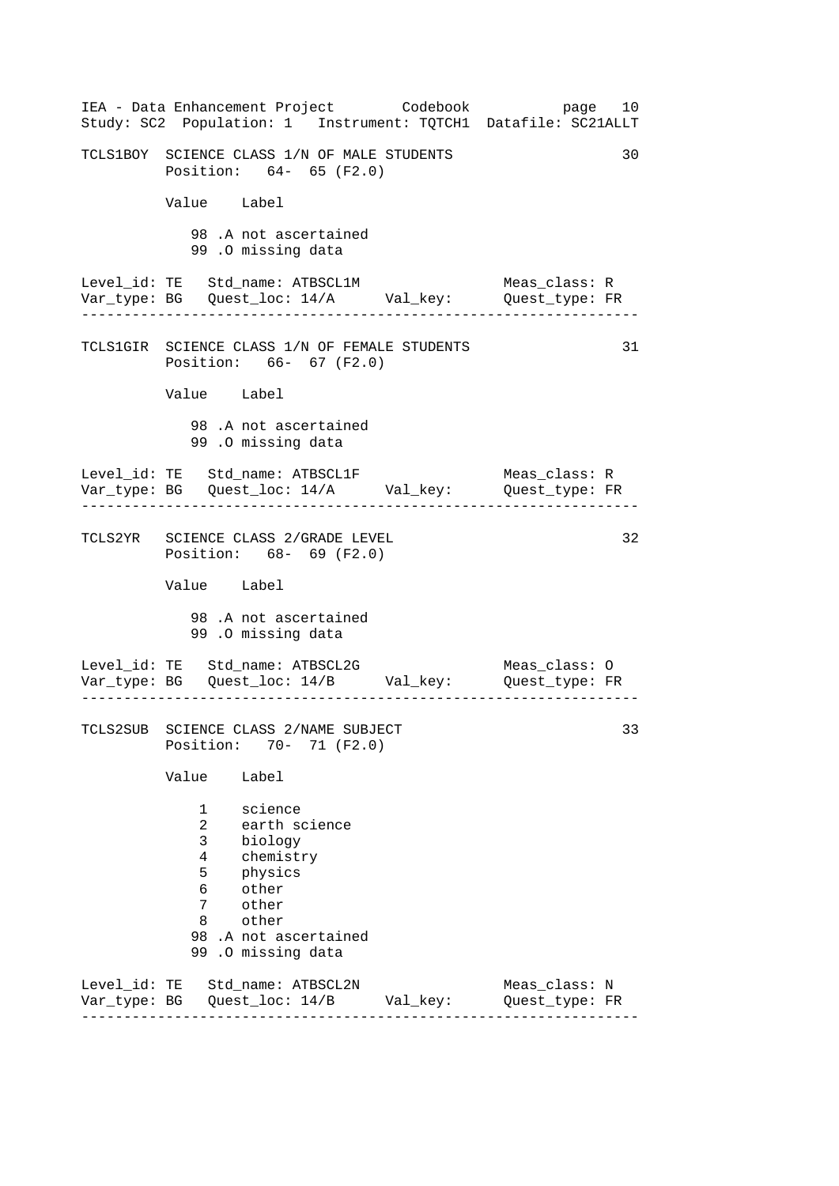TCLS1BOY SCIENCE CLASS 1/N OF MALE STUDENTS 30
Position: 64- 65 (F2.0)

| Value | Label |
|---|---|
| 98 .A | not ascertained |
| 99 .O | missing data |

Level_id: TE  Std_name: ATBSCL1M  Meas_class: R
Var_type: BG  Quest_loc: 14/A  Val_key:  Quest_type: FR

---

TCLS1GIR SCIENCE CLASS 1/N OF FEMALE STUDENTS 31
Position: 66- 67 (F2.0)

| Value | Label |
|---|---|
| 98 .A | not ascertained |
| 99 .O | missing data |

Level_id: TE  Std_name: ATBSCL1F  Meas_class: R
Var_type: BG  Quest_loc: 14/A  Val_key:  Quest_type: FR

---

TCLS2YR SCIENCE CLASS 2/GRADE LEVEL 32
Position: 68- 69 (F2.0)

| Value | Label |
|---|---|
| 98 .A | not ascertained |
| 99 .O | missing data |

Level_id: TE  Std_name: ATBSCL2G  Meas_class: O
Var_type: BG  Quest_loc: 14/B  Val_key:  Quest_type: FR

---

TCLS2SUB SCIENCE CLASS 2/NAME SUBJECT 33
Position: 70- 71 (F2.0)

| Value | Label |
|---|---|
| 1 | science |
| 2 | earth science |
| 3 | biology |
| 4 | chemistry |
| 5 | physics |
| 6 | other |
| 7 | other |
| 8 | other |
| 98 .A | not ascertained |
| 99 .O | missing data |

Level_id: TE  Std_name: ATBSCL2N  Meas_class: N
Var_type: BG  Quest_loc: 14/B  Val_key:  Quest_type: FR

---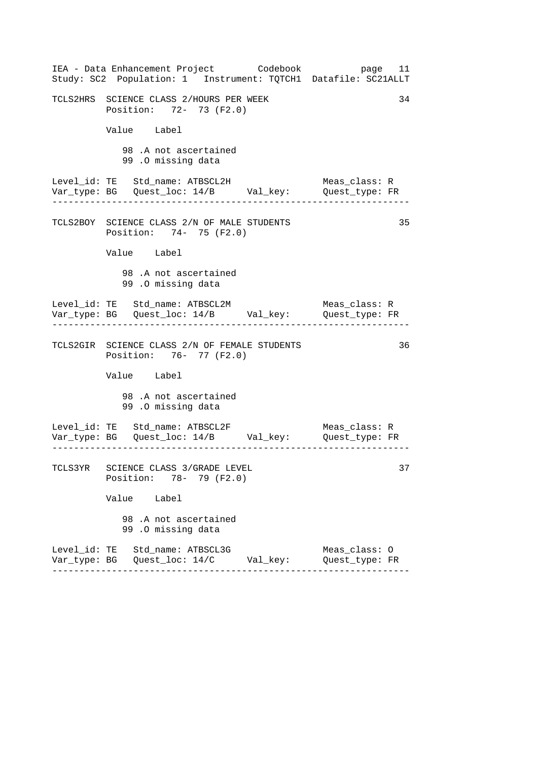```
TCLS2HRS  SCIENCE CLASS 2/HOURS PER WEEK                              34
          Position:   72- 73 (F2.0)

          Value   Label

             98 .A not ascertained
             99 .O missing data

Level_id: TE   Std_name: ATBSCL2H                 Meas_class: R
Var_type: BG   Quest_loc: 14/B      Val_key:      Quest_type: FR
-------------------------------------------------------------------

TCLS2BOY  SCIENCE CLASS 2/N OF MALE STUDENTS                          35
          Position:   74- 75 (F2.0)

          Value   Label

             98 .A not ascertained
             99 .O missing data

Level_id: TE   Std_name: ATBSCL2M                 Meas_class: R
Var_type: BG   Quest_loc: 14/B      Val_key:      Quest_type: FR
-------------------------------------------------------------------

TCLS2GIR  SCIENCE CLASS 2/N OF FEMALE STUDENTS                        36
          Position:   76- 77 (F2.0)

          Value   Label

             98 .A not ascertained
             99 .O missing data

Level_id: TE   Std_name: ATBSCL2F                 Meas_class: R
Var_type: BG   Quest_loc: 14/B      Val_key:      Quest_type: FR
-------------------------------------------------------------------

TCLS3YR   SCIENCE CLASS 3/GRADE LEVEL                                 37
          Position:   78- 79 (F2.0)

          Value   Label

             98 .A not ascertained
             99 .O missing data

Level_id: TE   Std_name: ATBSCL3G                 Meas_class: O
Var_type: BG   Quest_loc: 14/C      Val_key:      Quest_type: FR
-------------------------------------------------------------------
```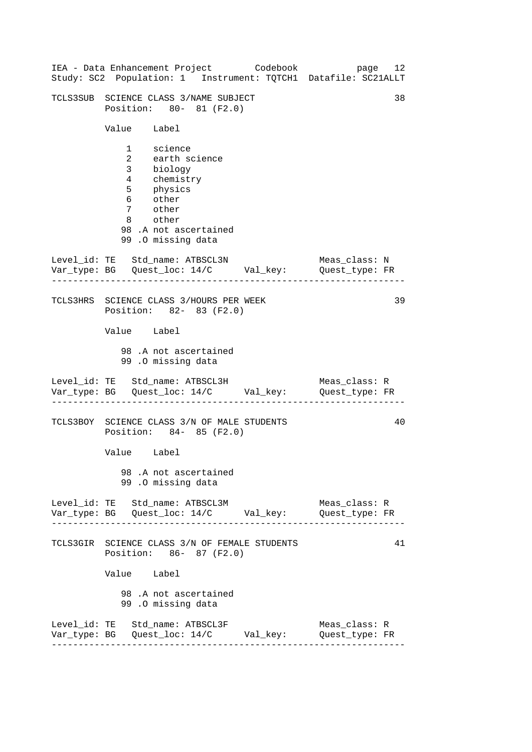TCLS3SUB  SCIENCE CLASS 3/NAME SUBJECT  38

Position: 80- 81 (F2.0)

| Value | Label |
|---|---|
| 1 | science |
| 2 | earth science |
| 3 | biology |
| 4 | chemistry |
| 5 | physics |
| 6 | other |
| 7 | other |
| 8 | other |
| 98 .A | not ascertained |
| 99 .O | missing data |

Level_id: TE   Std_name: ATBSCL3N   Meas_class: N
Var_type: BG   Quest_loc: 14/C   Val_key:   Quest_type: FR

---

TCLS3HRS  SCIENCE CLASS 3/HOURS PER WEEK  39

Position: 82- 83 (F2.0)

| Value | Label |
|---|---|
| 98 .A | not ascertained |
| 99 .O | missing data |

Level_id: TE   Std_name: ATBSCL3H   Meas_class: R
Var_type: BG   Quest_loc: 14/C   Val_key:   Quest_type: FR

---

TCLS3BOY  SCIENCE CLASS 3/N OF MALE STUDENTS  40

Position: 84- 85 (F2.0)

| Value | Label |
|---|---|
| 98 .A | not ascertained |
| 99 .O | missing data |

Level_id: TE   Std_name: ATBSCL3M   Meas_class: R
Var_type: BG   Quest_loc: 14/C   Val_key:   Quest_type: FR

---

TCLS3GIR  SCIENCE CLASS 3/N OF FEMALE STUDENTS  41

Position: 86- 87 (F2.0)

| Value | Label |
|---|---|
| 98 .A | not ascertained |
| 99 .O | missing data |

Level_id: TE   Std_name: ATBSCL3F   Meas_class: R
Var_type: BG   Quest_loc: 14/C   Val_key:   Quest_type: FR

---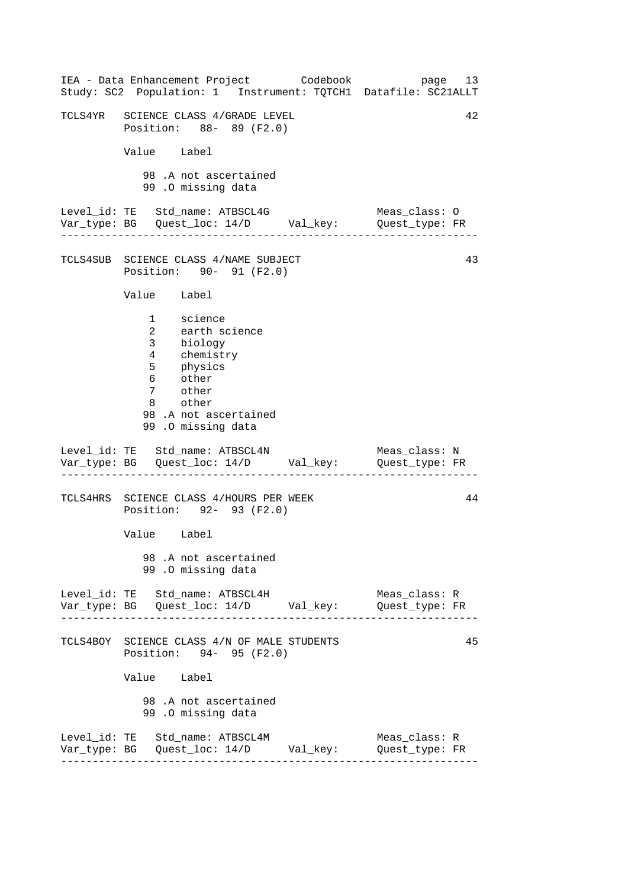```
TCLS4YR   SCIENCE CLASS 4/GRADE LEVEL                                42
          Position:   88- 89 (F2.0)

          Value    Label

             98 .A not ascertained
             99 .O missing data

Level_id: TE   Std_name: ATBSCL4G                  Meas_class: O
Var_type: BG   Quest_loc: 14/D      Val_key:       Quest_type: FR
----------------------------------------------------------------

TCLS4SUB  SCIENCE CLASS 4/NAME SUBJECT                               43
          Position:   90- 91 (F2.0)

          Value    Label

              1    science
              2    earth science
              3    biology
              4    chemistry
              5    physics
              6    other
              7    other
              8    other
             98 .A not ascertained
             99 .O missing data

Level_id: TE   Std_name: ATBSCL4N                  Meas_class: N
Var_type: BG   Quest_loc: 14/D      Val_key:       Quest_type: FR
----------------------------------------------------------------

TCLS4HRS  SCIENCE CLASS 4/HOURS PER WEEK                             44
          Position:   92- 93 (F2.0)

          Value    Label

             98 .A not ascertained
             99 .O missing data

Level_id: TE   Std_name: ATBSCL4H                  Meas_class: R
Var_type: BG   Quest_loc: 14/D      Val_key:       Quest_type: FR
----------------------------------------------------------------

TCLS4BOY  SCIENCE CLASS 4/N OF MALE STUDENTS                         45
          Position:   94- 95 (F2.0)

          Value    Label

             98 .A not ascertained
             99 .O missing data

Level_id: TE   Std_name: ATBSCL4M                  Meas_class: R
Var_type: BG   Quest_loc: 14/D      Val_key:       Quest_type: FR
----------------------------------------------------------------
```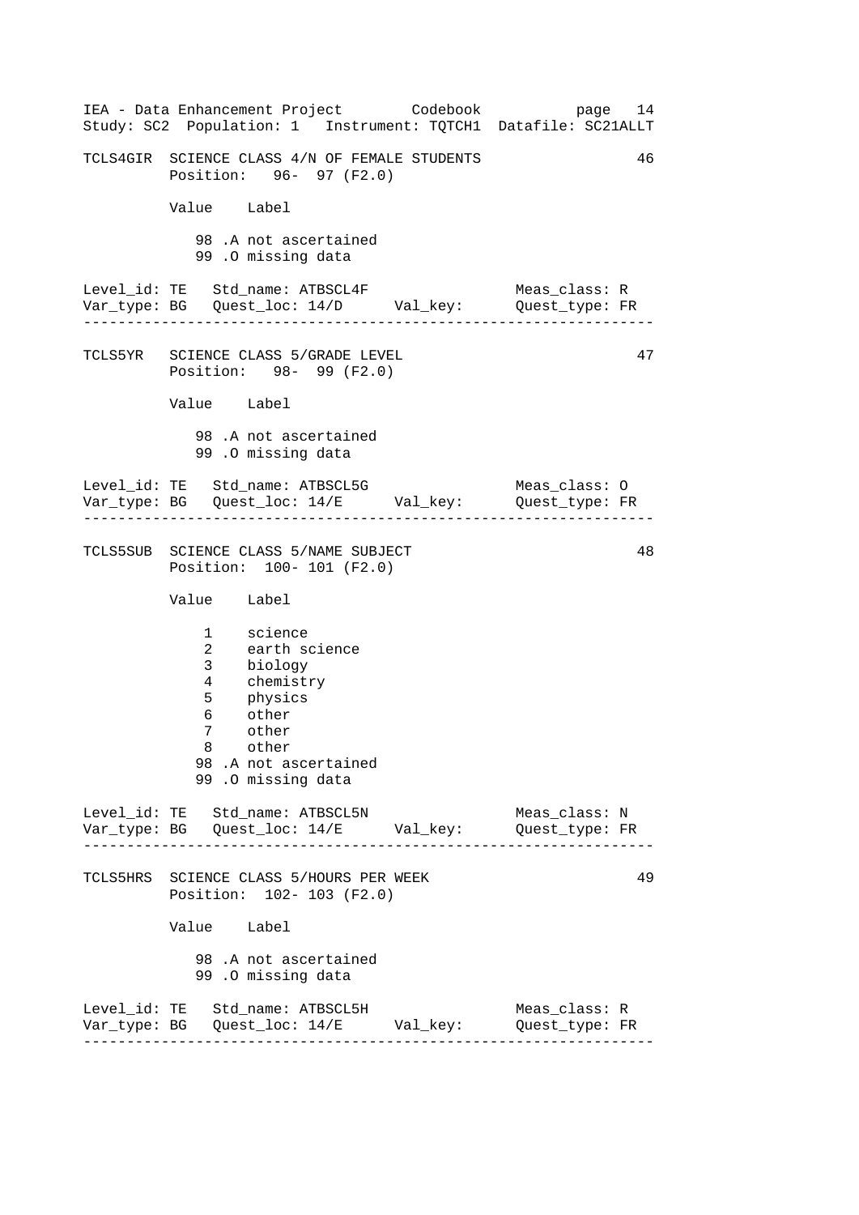```
TCLS4GIR  SCIENCE CLASS 4/N OF FEMALE STUDENTS                        46
          Position:   96-  97 (F2.0)

          Value    Label

             98 .A not ascertained
             99 .O missing data

Level_id: TE   Std_name: ATBSCL4F                 Meas_class: R
Var_type: BG   Quest_loc: 14/D      Val_key:      Quest_type: FR
----------------------------------------------------------------

TCLS5YR   SCIENCE CLASS 5/GRADE LEVEL                                 47
          Position:   98-  99 (F2.0)

          Value    Label

             98 .A not ascertained
             99 .O missing data

Level_id: TE   Std_name: ATBSCL5G                 Meas_class: O
Var_type: BG   Quest_loc: 14/E      Val_key:      Quest_type: FR
----------------------------------------------------------------

TCLS5SUB  SCIENCE CLASS 5/NAME SUBJECT                                48
          Position:  100- 101 (F2.0)

          Value    Label

              1    science
              2    earth science
              3    biology
              4    chemistry
              5    physics
              6    other
              7    other
              8    other
             98 .A not ascertained
             99 .O missing data

Level_id: TE   Std_name: ATBSCL5N                 Meas_class: N
Var_type: BG   Quest_loc: 14/E      Val_key:      Quest_type: FR
----------------------------------------------------------------

TCLS5HRS  SCIENCE CLASS 5/HOURS PER WEEK                              49
          Position:  102- 103 (F2.0)

          Value    Label

             98 .A not ascertained
             99 .O missing data

Level_id: TE   Std_name: ATBSCL5H                 Meas_class: R
Var_type: BG   Quest_loc: 14/E      Val_key:      Quest_type: FR
----------------------------------------------------------------
```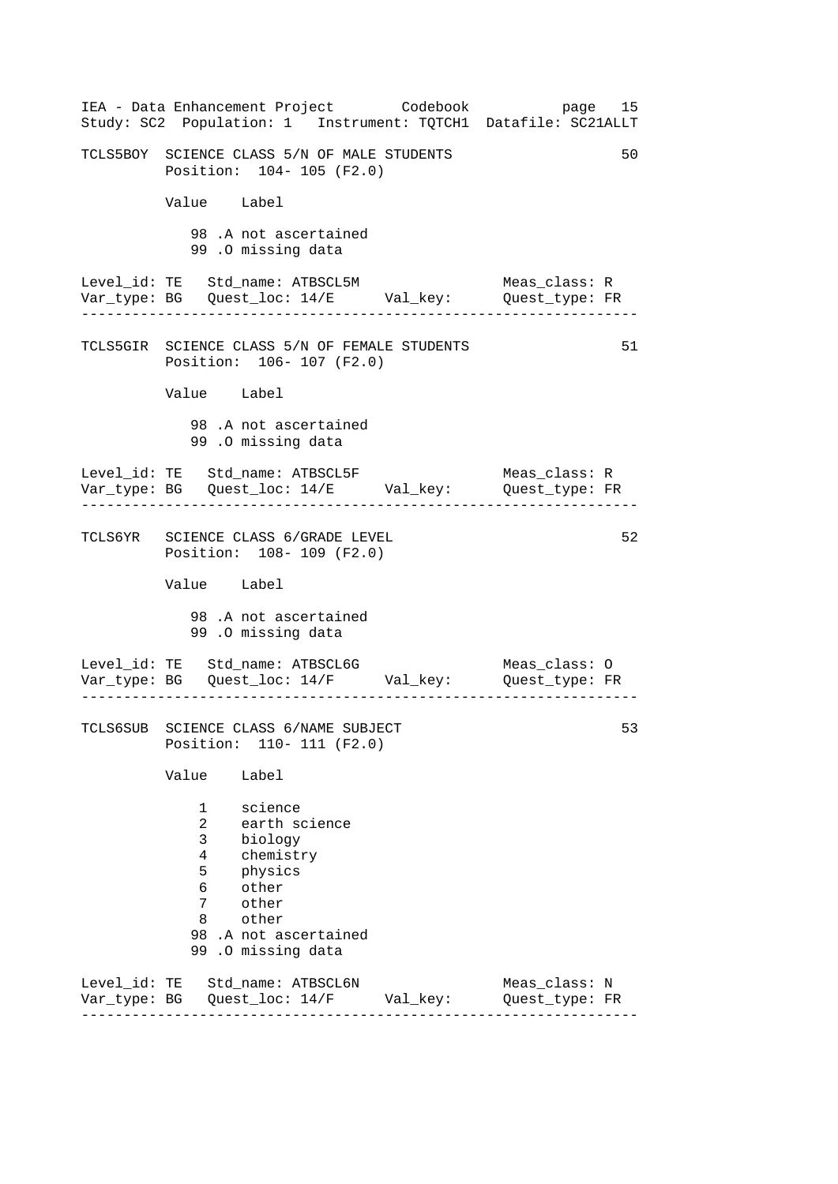TCLS5BOY SCIENCE CLASS 5/N OF MALE STUDENTS 50
Position: 104- 105 (F2.0)

```
Value   Label

   98 .A not ascertained
   99 .O missing data
```

```
Level_id: TE   Std_name: ATBSCL5M                Meas_class: R
Var_type: BG   Quest_loc: 14/E      Val_key:     Quest_type: FR
```

---

TCLS5GIR SCIENCE CLASS 5/N OF FEMALE STUDENTS 51
Position: 106- 107 (F2.0)

```
Value   Label

   98 .A not ascertained
   99 .O missing data
```

```
Level_id: TE   Std_name: ATBSCL5F                Meas_class: R
Var_type: BG   Quest_loc: 14/E      Val_key:     Quest_type: FR
```

---

TCLS6YR SCIENCE CLASS 6/GRADE LEVEL 52
Position: 108- 109 (F2.0)

```
Value   Label

   98 .A not ascertained
   99 .O missing data
```

```
Level_id: TE   Std_name: ATBSCL6G                Meas_class: O
Var_type: BG   Quest_loc: 14/F      Val_key:     Quest_type: FR
```

---

TCLS6SUB SCIENCE CLASS 6/NAME SUBJECT 53
Position: 110- 111 (F2.0)

```
Value   Label

    1    science
    2    earth science
    3    biology
    4    chemistry
    5    physics
    6    other
    7    other
    8    other
   98 .A not ascertained
   99 .O missing data
```

```
Level_id: TE   Std_name: ATBSCL6N                Meas_class: N
Var_type: BG   Quest_loc: 14/F      Val_key:     Quest_type: FR
```

---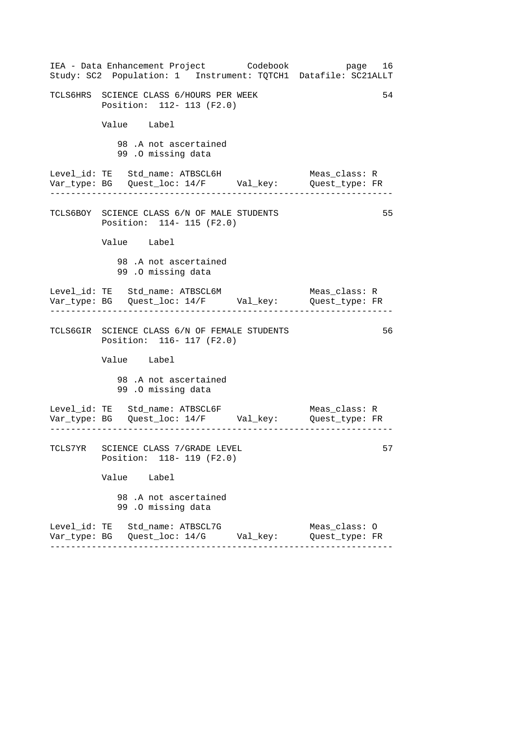TCLS6HRS SCIENCE CLASS 6/HOURS PER WEEK 54
Position: 112- 113 (F2.0)

| Value | Label |
|---|---|
| 98 | .A not ascertained |
| 99 | .O missing data |

Level_id: TE Std_name: ATBSCL6H Meas_class: R
Var_type: BG Quest_loc: 14/F Val_key: Quest_type: FR

---

TCLS6BOY SCIENCE CLASS 6/N OF MALE STUDENTS 55
Position: 114- 115 (F2.0)

| Value | Label |
|---|---|
| 98 | .A not ascertained |
| 99 | .O missing data |

Level_id: TE Std_name: ATBSCL6M Meas_class: R
Var_type: BG Quest_loc: 14/F Val_key: Quest_type: FR

---

TCLS6GIR SCIENCE CLASS 6/N OF FEMALE STUDENTS 56
Position: 116- 117 (F2.0)

| Value | Label |
|---|---|
| 98 | .A not ascertained |
| 99 | .O missing data |

Level_id: TE Std_name: ATBSCL6F Meas_class: R
Var_type: BG Quest_loc: 14/F Val_key: Quest_type: FR

---

TCLS7YR SCIENCE CLASS 7/GRADE LEVEL 57
Position: 118- 119 (F2.0)

| Value | Label |
|---|---|
| 98 | .A not ascertained |
| 99 | .O missing data |

Level_id: TE Std_name: ATBSCL7G Meas_class: O
Var_type: BG Quest_loc: 14/G Val_key: Quest_type: FR

---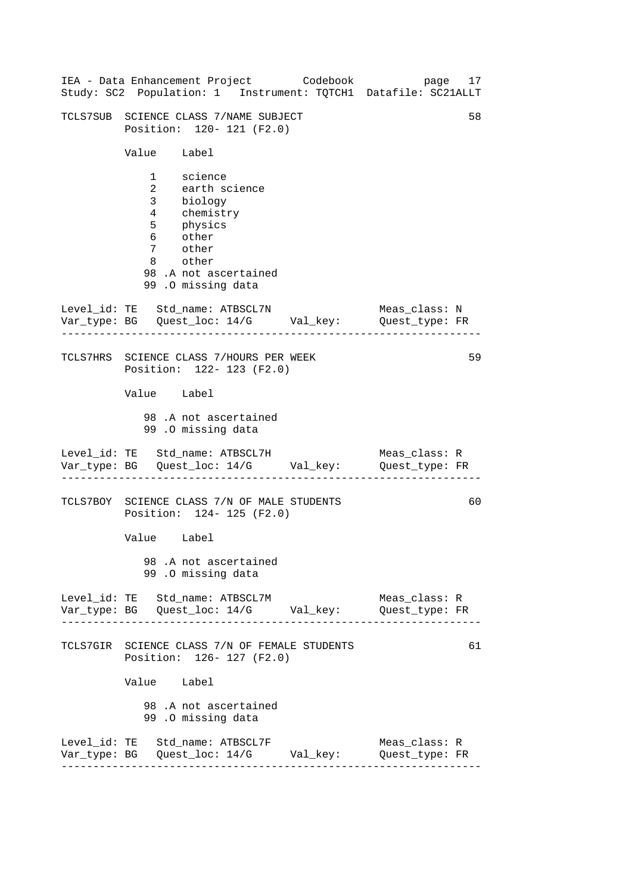TCLS7SUB  SCIENCE CLASS 7/NAME SUBJECT  58

Position:  120- 121 (F2.0)

| Value | Label |
|---|---|
| 1 | science |
| 2 | earth science |
| 3 | biology |
| 4 | chemistry |
| 5 | physics |
| 6 | other |
| 7 | other |
| 8 | other |
| 98 .A | not ascertained |
| 99 .O | missing data |

Level_id: TE   Std_name: ATBSCL7N   Meas_class: N
Var_type: BG   Quest_loc: 14/G   Val_key:   Quest_type: FR

---

TCLS7HRS  SCIENCE CLASS 7/HOURS PER WEEK  59

Position:  122- 123 (F2.0)

| Value | Label |
|---|---|
| 98 .A | not ascertained |
| 99 .O | missing data |

Level_id: TE   Std_name: ATBSCL7H   Meas_class: R
Var_type: BG   Quest_loc: 14/G   Val_key:   Quest_type: FR

---

TCLS7BOY  SCIENCE CLASS 7/N OF MALE STUDENTS  60

Position:  124- 125 (F2.0)

| Value | Label |
|---|---|
| 98 .A | not ascertained |
| 99 .O | missing data |

Level_id: TE   Std_name: ATBSCL7M   Meas_class: R
Var_type: BG   Quest_loc: 14/G   Val_key:   Quest_type: FR

---

TCLS7GIR  SCIENCE CLASS 7/N OF FEMALE STUDENTS  61

Position:  126- 127 (F2.0)

| Value | Label |
|---|---|
| 98 .A | not ascertained |
| 99 .O | missing data |

Level_id: TE   Std_name: ATBSCL7F   Meas_class: R
Var_type: BG   Quest_loc: 14/G   Val_key:   Quest_type: FR

---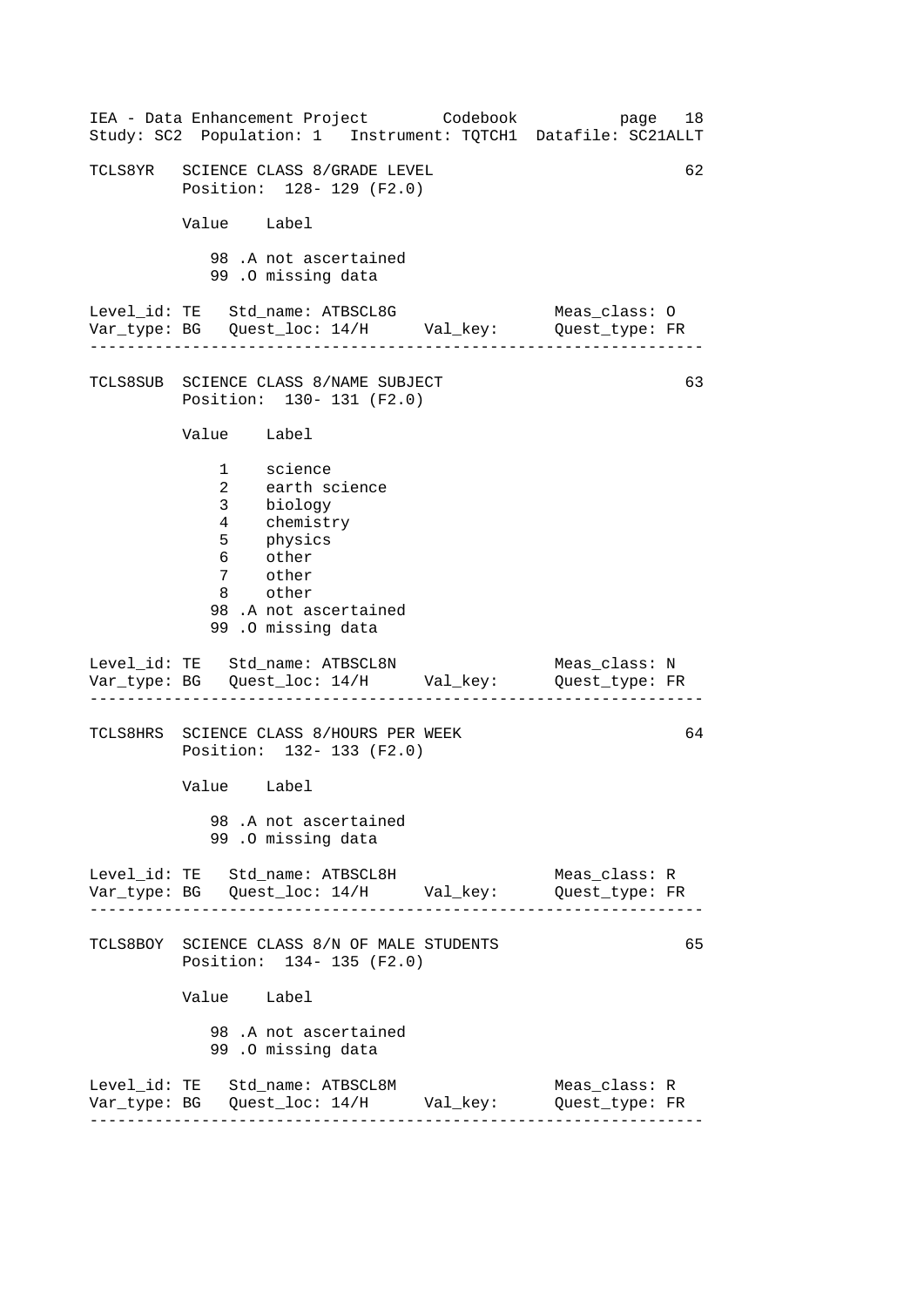TCLS8YR   SCIENCE CLASS 8/GRADE LEVEL                                   62
          Position:  128- 129 (F2.0)

          Value    Label

             98 .A not ascertained
             99 .O missing data

```
Level_id: TE   Std_name: ATBSCL8G                   Meas_class: O
Var_type: BG   Quest_loc: 14/H      Val_key:        Quest_type: FR
```

---

TCLS8SUB  SCIENCE CLASS 8/NAME SUBJECT                                  63
          Position:  130- 131 (F2.0)

          Value    Label

              1    science
              2    earth science
              3    biology
              4    chemistry
              5    physics
              6    other
              7    other
              8    other
             98 .A not ascertained
             99 .O missing data

```
Level_id: TE   Std_name: ATBSCL8N                   Meas_class: N
Var_type: BG   Quest_loc: 14/H      Val_key:        Quest_type: FR
```

---

TCLS8HRS  SCIENCE CLASS 8/HOURS PER WEEK                                64
          Position:  132- 133 (F2.0)

          Value    Label

             98 .A not ascertained
             99 .O missing data

```
Level_id: TE   Std_name: ATBSCL8H                   Meas_class: R
Var_type: BG   Quest_loc: 14/H      Val_key:        Quest_type: FR
```

---

TCLS8BOY  SCIENCE CLASS 8/N OF MALE STUDENTS                            65
          Position:  134- 135 (F2.0)

          Value    Label

             98 .A not ascertained
             99 .O missing data

```
Level_id: TE   Std_name: ATBSCL8M                   Meas_class: R
Var_type: BG   Quest_loc: 14/H      Val_key:        Quest_type: FR
```

---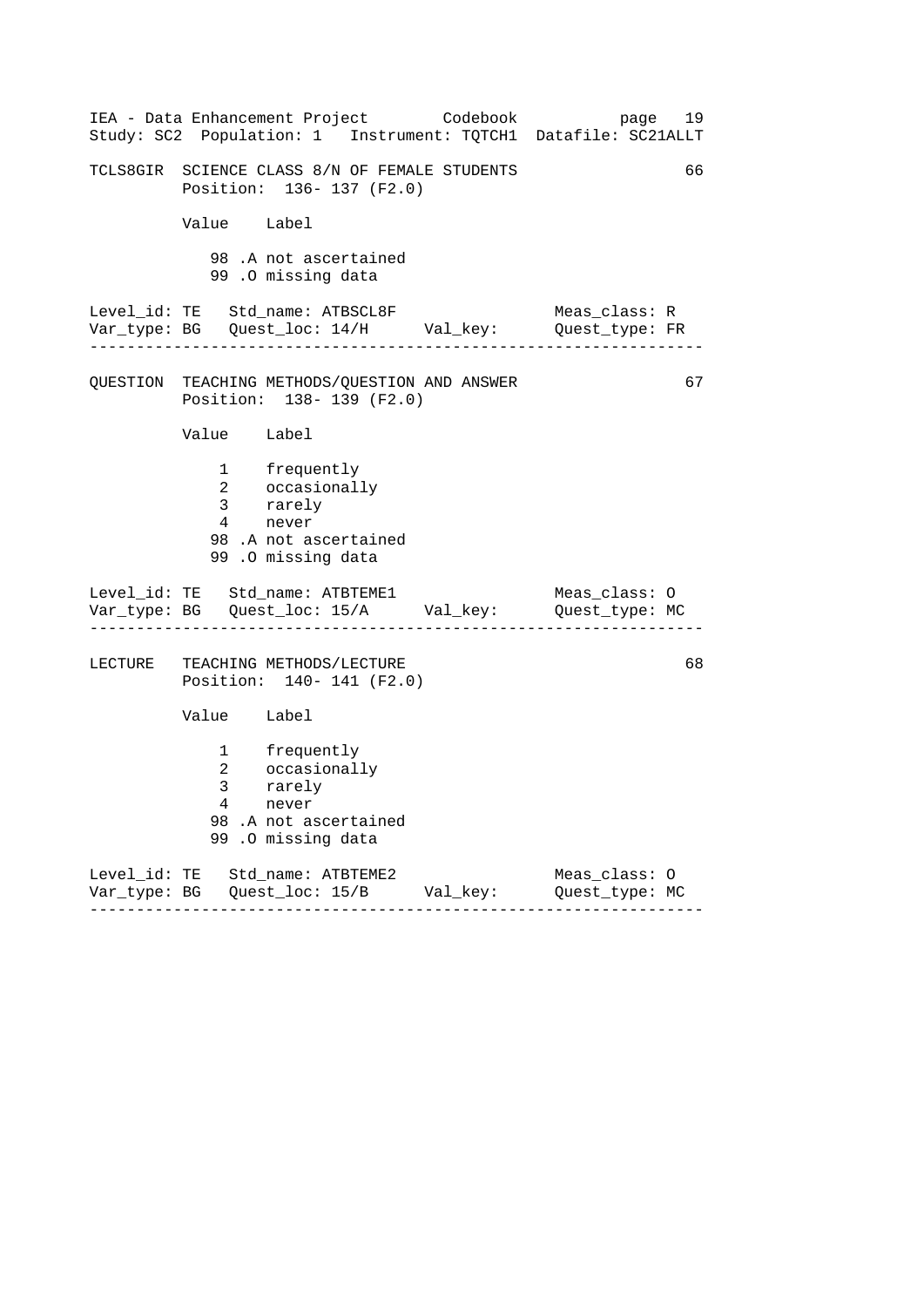TCLS8GIR SCIENCE CLASS 8/N OF FEMALE STUDENTS 66

Position: 136- 137 (F2.0)

| Value | Label |
|---|---|
| 98 .A | not ascertained |
| 99 .O | missing data |

Level_id: TE   Std_name: ATBSCL8F   Meas_class: R
Var_type: BG   Quest_loc: 14/H   Val_key:   Quest_type: FR

---

QUESTION TEACHING METHODS/QUESTION AND ANSWER 67

Position: 138- 139 (F2.0)

| Value | Label |
|---|---|
| 1 | frequently |
| 2 | occasionally |
| 3 | rarely |
| 4 | never |
| 98 .A | not ascertained |
| 99 .O | missing data |

Level_id: TE   Std_name: ATBTEME1   Meas_class: O
Var_type: BG   Quest_loc: 15/A   Val_key:   Quest_type: MC

---

LECTURE TEACHING METHODS/LECTURE 68

Position: 140- 141 (F2.0)

| Value | Label |
|---|---|
| 1 | frequently |
| 2 | occasionally |
| 3 | rarely |
| 4 | never |
| 98 .A | not ascertained |
| 99 .O | missing data |

Level_id: TE   Std_name: ATBTEME2   Meas_class: O
Var_type: BG   Quest_loc: 15/B   Val_key:   Quest_type: MC

---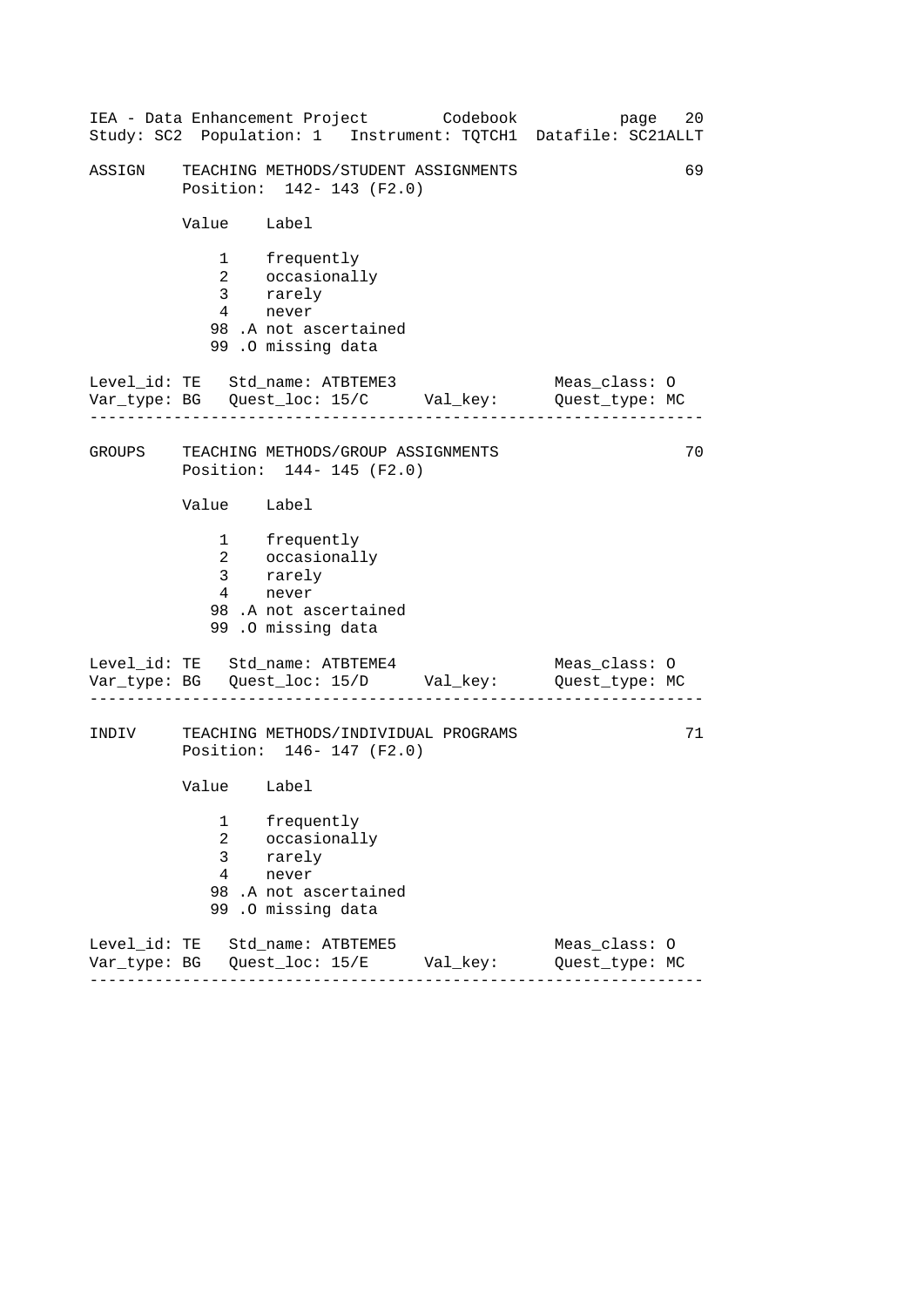```
ASSIGN    TEACHING METHODS/STUDENT ASSIGNMENTS                          69
          Position:  142- 143 (F2.0)

          Value    Label

              1    frequently
              2    occasionally
              3    rarely
              4    never
             98 .A not ascertained
             99 .O missing data

Level_id: TE   Std_name: ATBTEME3                  Meas_class: O
Var_type: BG   Quest_loc: 15/C      Val_key:       Quest_type: MC
--------------------------------------------------------------------

GROUPS    TEACHING METHODS/GROUP ASSIGNMENTS                            70
          Position:  144- 145 (F2.0)

          Value    Label

              1    frequently
              2    occasionally
              3    rarely
              4    never
             98 .A not ascertained
             99 .O missing data

Level_id: TE   Std_name: ATBTEME4                  Meas_class: O
Var_type: BG   Quest_loc: 15/D      Val_key:       Quest_type: MC
--------------------------------------------------------------------

INDIV     TEACHING METHODS/INDIVIDUAL PROGRAMS                          71
          Position:  146- 147 (F2.0)

          Value    Label

              1    frequently
              2    occasionally
              3    rarely
              4    never
             98 .A not ascertained
             99 .O missing data

Level_id: TE   Std_name: ATBTEME5                  Meas_class: O
Var_type: BG   Quest_loc: 15/E      Val_key:       Quest_type: MC
--------------------------------------------------------------------
```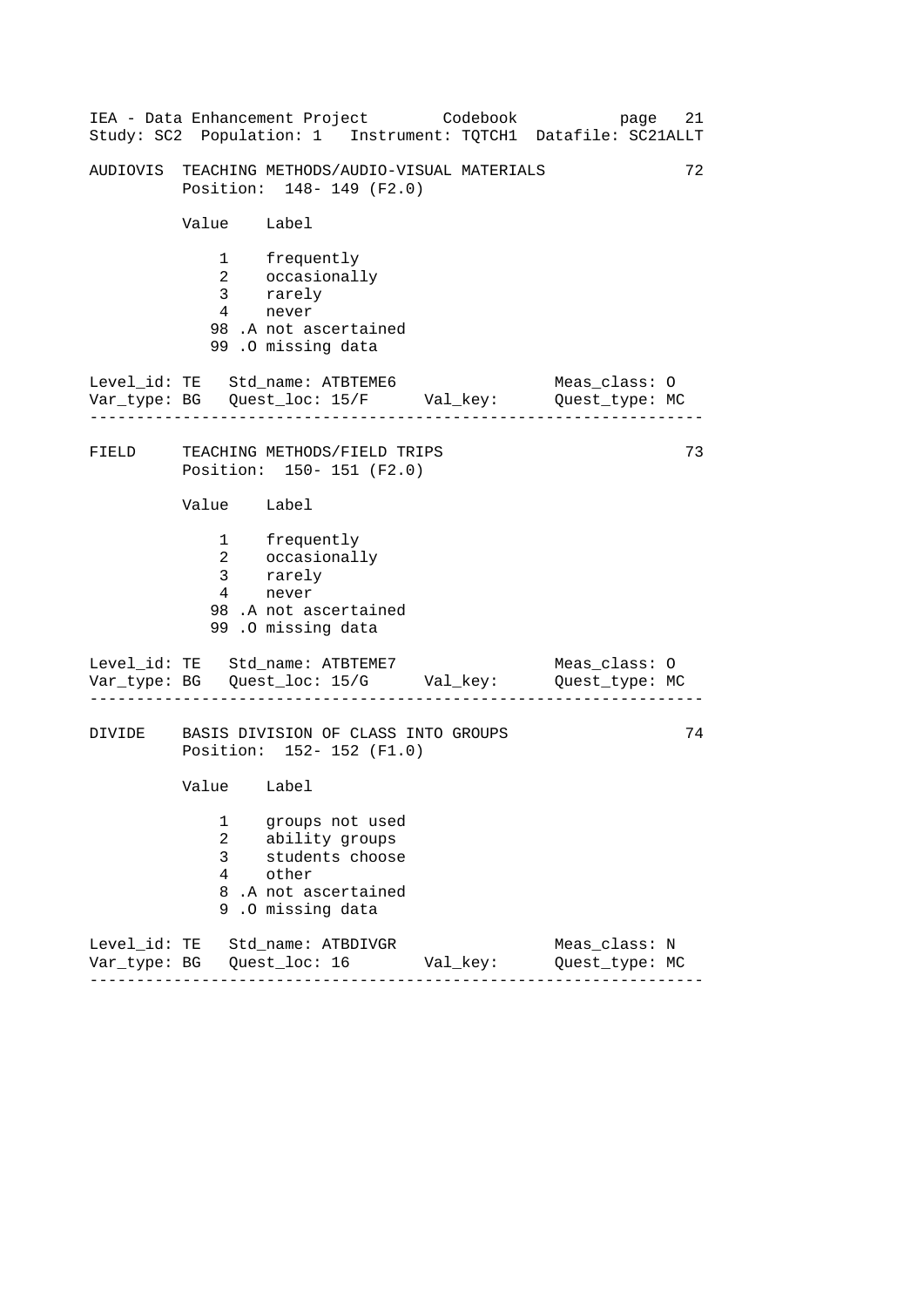## AUDIOVIS TEACHING METHODS/AUDIO-VISUAL MATERIALS — 72

Position: 148- 149 (F2.0)

| Value | Label |
|---|---|
| 1 | frequently |
| 2 | occasionally |
| 3 | rarely |
| 4 | never |
| 98 .A | not ascertained |
| 99 .O | missing data |

Level_id: TE   Std_name: ATBTEME6   Meas_class: O
Var_type: BG   Quest_loc: 15/F   Val_key:   Quest_type: MC

---

## FIELD TEACHING METHODS/FIELD TRIPS — 73

Position: 150- 151 (F2.0)

| Value | Label |
|---|---|
| 1 | frequently |
| 2 | occasionally |
| 3 | rarely |
| 4 | never |
| 98 .A | not ascertained |
| 99 .O | missing data |

Level_id: TE   Std_name: ATBTEME7   Meas_class: O
Var_type: BG   Quest_loc: 15/G   Val_key:   Quest_type: MC

---

## DIVIDE BASIS DIVISION OF CLASS INTO GROUPS — 74

Position: 152- 152 (F1.0)

| Value | Label |
|---|---|
| 1 | groups not used |
| 2 | ability groups |
| 3 | students choose |
| 4 | other |
| 8 .A | not ascertained |
| 9 .O | missing data |

Level_id: TE   Std_name: ATBDIVGR   Meas_class: N
Var_type: BG   Quest_loc: 16   Val_key:   Quest_type: MC

---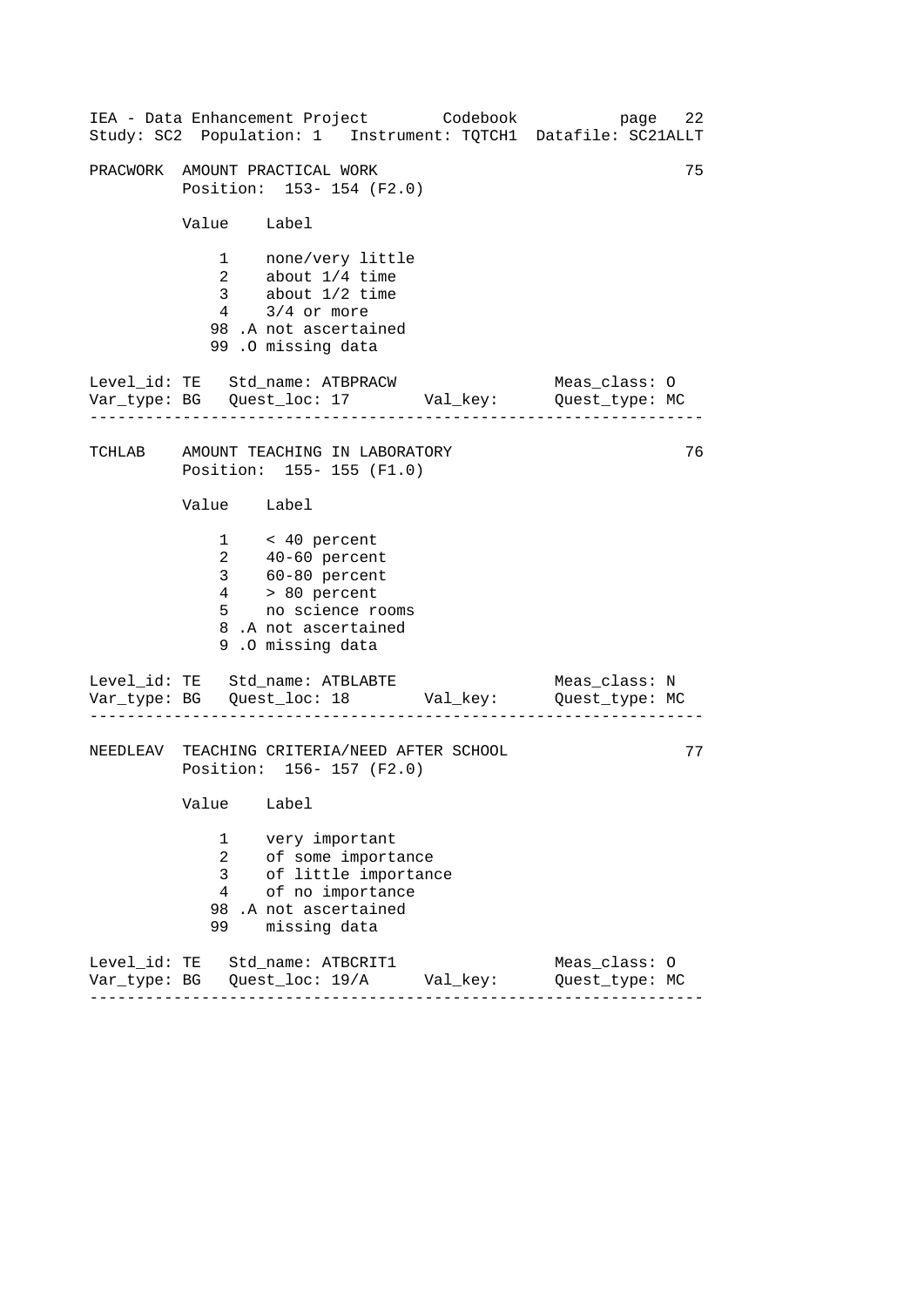```
PRACWORK  AMOUNT PRACTICAL WORK                                    75
          Position:  153- 154 (F2.0)

          Value    Label

              1    none/very little
              2    about 1/4 time
              3    about 1/2 time
              4    3/4 or more
             98 .A not ascertained
             99 .O missing data

Level_id: TE   Std_name: ATBPRACW                 Meas_class: O
Var_type: BG   Quest_loc: 17        Val_key:      Quest_type: MC
-----------------------------------------------------------------

TCHLAB    AMOUNT TEACHING IN LABORATORY                            76
          Position:  155- 155 (F1.0)

          Value    Label

              1    < 40 percent
              2    40-60 percent
              3    60-80 percent
              4    > 80 percent
              5    no science rooms
              8 .A not ascertained
              9 .O missing data

Level_id: TE   Std_name: ATBLABTE                 Meas_class: N
Var_type: BG   Quest_loc: 18        Val_key:      Quest_type: MC
-----------------------------------------------------------------

NEEDLEAV  TEACHING CRITERIA/NEED AFTER SCHOOL                      77
          Position:  156- 157 (F2.0)

          Value    Label

              1    very important
              2    of some importance
              3    of little importance
              4    of no importance
             98 .A not ascertained
             99    missing data

Level_id: TE   Std_name: ATBCRIT1                 Meas_class: O
Var_type: BG   Quest_loc: 19/A      Val_key:      Quest_type: MC
-----------------------------------------------------------------
```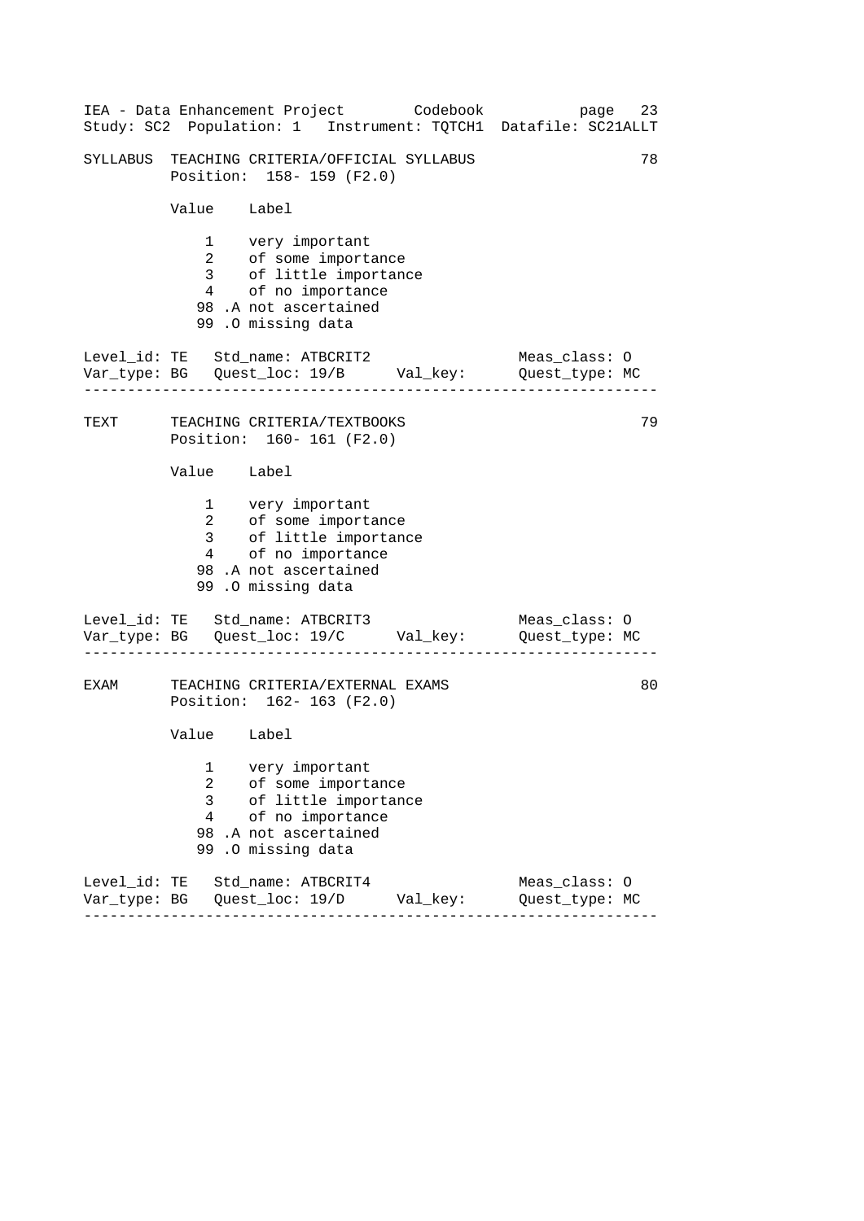SYLLABUS TEACHING CRITERIA/OFFICIAL SYLLABUS 78

Position: 158- 159 (F2.0)

| Value | Label |
|---|---|
| 1 | very important |
| 2 | of some importance |
| 3 | of little importance |
| 4 | of no importance |
| 98 .A | not ascertained |
| 99 .O | missing data |

```
Level_id: TE   Std_name: ATBCRIT2                    Meas_class: O
Var_type: BG   Quest_loc: 19/B      Val_key:         Quest_type: MC
```

---

TEXT TEACHING CRITERIA/TEXTBOOKS 79

Position: 160- 161 (F2.0)

| Value | Label |
|---|---|
| 1 | very important |
| 2 | of some importance |
| 3 | of little importance |
| 4 | of no importance |
| 98 .A | not ascertained |
| 99 .O | missing data |

```
Level_id: TE   Std_name: ATBCRIT3                    Meas_class: O
Var_type: BG   Quest_loc: 19/C      Val_key:         Quest_type: MC
```

---

EXAM TEACHING CRITERIA/EXTERNAL EXAMS 80

Position: 162- 163 (F2.0)

| Value | Label |
|---|---|
| 1 | very important |
| 2 | of some importance |
| 3 | of little importance |
| 4 | of no importance |
| 98 .A | not ascertained |
| 99 .O | missing data |

```
Level_id: TE   Std_name: ATBCRIT4                    Meas_class: O
Var_type: BG   Quest_loc: 19/D      Val_key:         Quest_type: MC
```

---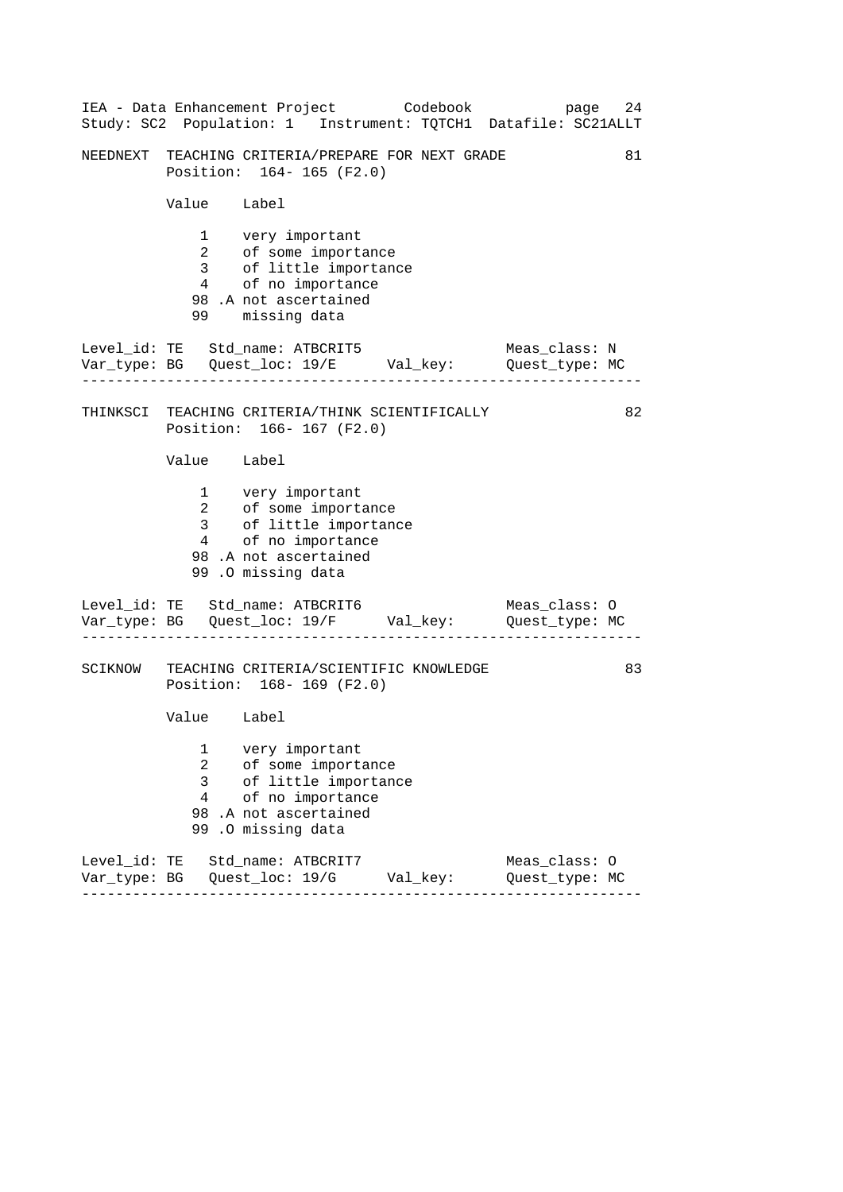NEEDNEXT  TEACHING CRITERIA/PREPARE FOR NEXT GRADE  81

Position: 164- 165 (F2.0)

| Value | Label |
|---|---|
| 1 | very important |
| 2 | of some importance |
| 3 | of little importance |
| 4 | of no importance |
| 98 .A | not ascertained |
| 99 | missing data |

```
Level_id: TE   Std_name: ATBCRIT5                Meas_class: N
Var_type: BG   Quest_loc: 19/E      Val_key:     Quest_type: MC
```

---

THINKSCI  TEACHING CRITERIA/THINK SCIENTIFICALLY  82

Position: 166- 167 (F2.0)

| Value | Label |
|---|---|
| 1 | very important |
| 2 | of some importance |
| 3 | of little importance |
| 4 | of no importance |
| 98 .A | not ascertained |
| 99 .O | missing data |

```
Level_id: TE   Std_name: ATBCRIT6                Meas_class: O
Var_type: BG   Quest_loc: 19/F      Val_key:     Quest_type: MC
```

---

SCIKNOW  TEACHING CRITERIA/SCIENTIFIC KNOWLEDGE  83

Position: 168- 169 (F2.0)

| Value | Label |
|---|---|
| 1 | very important |
| 2 | of some importance |
| 3 | of little importance |
| 4 | of no importance |
| 98 .A | not ascertained |
| 99 .O | missing data |

```
Level_id: TE   Std_name: ATBCRIT7                Meas_class: O
Var_type: BG   Quest_loc: 19/G      Val_key:     Quest_type: MC
```

---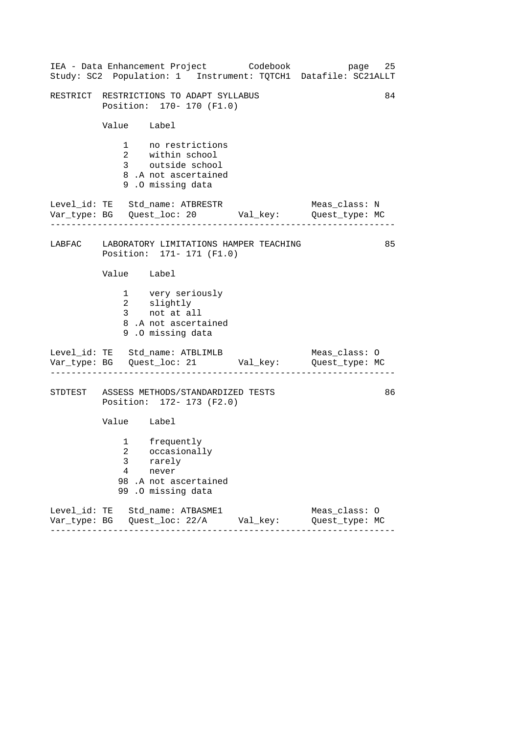RESTRICT  RESTRICTIONS TO ADAPT SYLLABUS 84

Position: 170- 170 (F1.0)

| Value | Label |
|---|---|
| 1 | no restrictions |
| 2 | within school |
| 3 | outside school |
| 8 .A | not ascertained |
| 9 .O | missing data |

Level_id: TE   Std_name: ATBRESTR   Meas_class: N
Var_type: BG   Quest_loc: 20   Val_key:   Quest_type: MC

---

LABFAC  LABORATORY LIMITATIONS HAMPER TEACHING 85

Position: 171- 171 (F1.0)

| Value | Label |
|---|---|
| 1 | very seriously |
| 2 | slightly |
| 3 | not at all |
| 8 .A | not ascertained |
| 9 .O | missing data |

Level_id: TE   Std_name: ATBLIMLB   Meas_class: O
Var_type: BG   Quest_loc: 21   Val_key:   Quest_type: MC

---

STDTEST  ASSESS METHODS/STANDARDIZED TESTS 86

Position: 172- 173 (F2.0)

| Value | Label |
|---|---|
| 1 | frequently |
| 2 | occasionally |
| 3 | rarely |
| 4 | never |
| 98 .A | not ascertained |
| 99 .O | missing data |

Level_id: TE   Std_name: ATBASME1   Meas_class: O
Var_type: BG   Quest_loc: 22/A   Val_key:   Quest_type: MC

---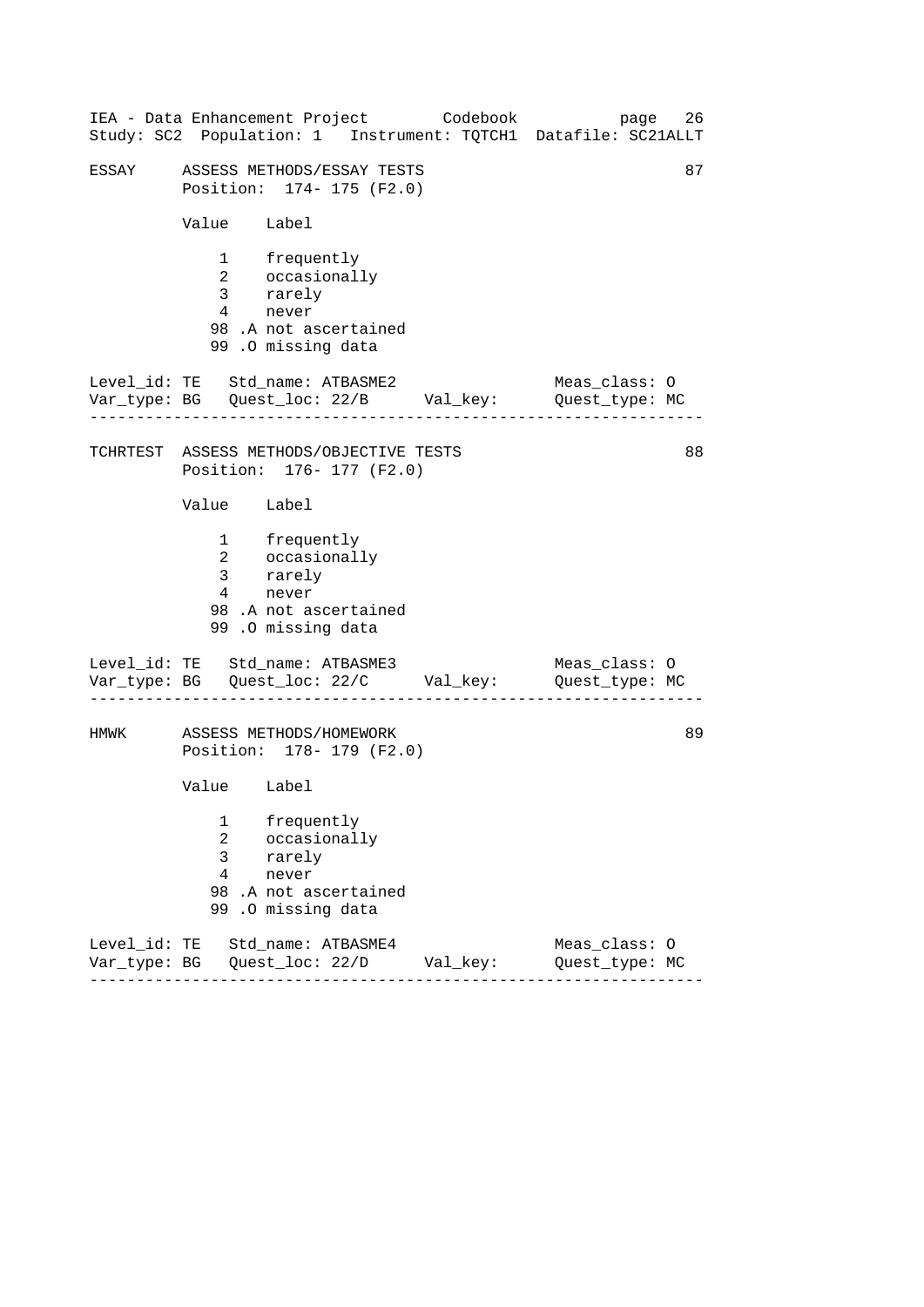```
ESSAY     ASSESS METHODS/ESSAY TESTS                              87
          Position:  174- 175 (F2.0)

          Value    Label

              1    frequently
              2    occasionally
              3    rarely
              4    never
             98 .A not ascertained
             99 .O missing data

Level_id: TE   Std_name: ATBASME2                    Meas_class: O
Var_type: BG   Quest_loc: 22/B      Val_key:         Quest_type: MC
------------------------------------------------------------------

TCHRTEST  ASSESS METHODS/OBJECTIVE TESTS                          88
          Position:  176- 177 (F2.0)

          Value    Label

              1    frequently
              2    occasionally
              3    rarely
              4    never
             98 .A not ascertained
             99 .O missing data

Level_id: TE   Std_name: ATBASME3                    Meas_class: O
Var_type: BG   Quest_loc: 22/C      Val_key:         Quest_type: MC
------------------------------------------------------------------

HMWK      ASSESS METHODS/HOMEWORK                                 89
          Position:  178- 179 (F2.0)

          Value    Label

              1    frequently
              2    occasionally
              3    rarely
              4    never
             98 .A not ascertained
             99 .O missing data

Level_id: TE   Std_name: ATBASME4                    Meas_class: O
Var_type: BG   Quest_loc: 22/D      Val_key:         Quest_type: MC
------------------------------------------------------------------
```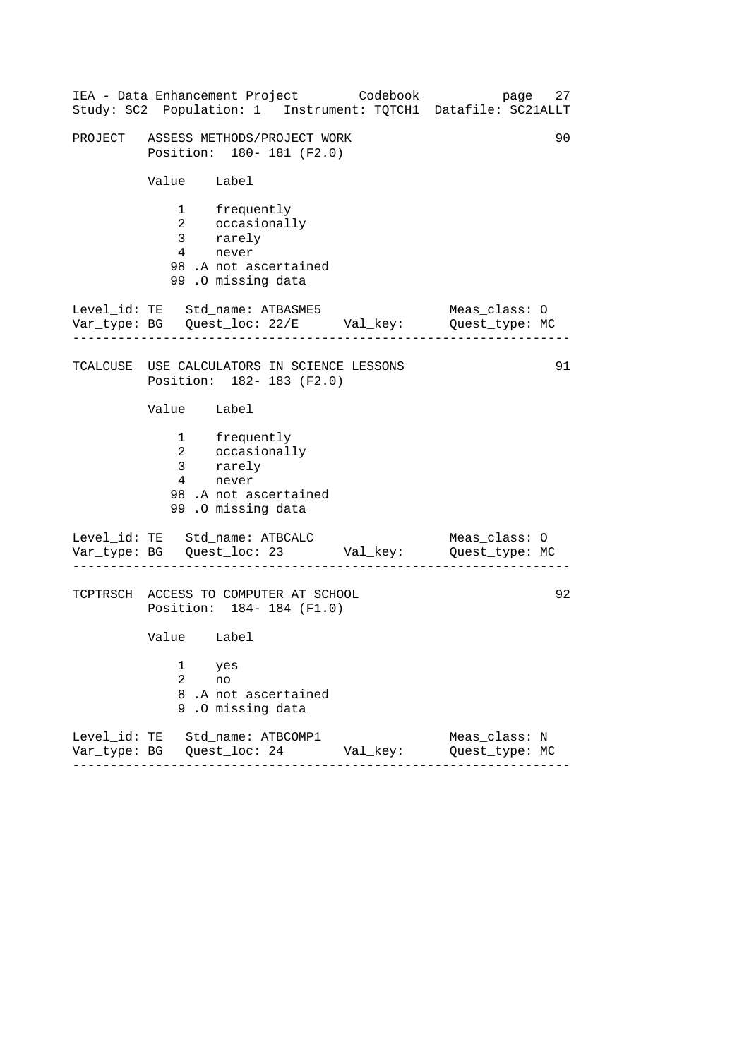```
PROJECT   ASSESS METHODS/PROJECT WORK                               90
          Position:  180- 181 (F2.0)

          Value    Label

              1    frequently
              2    occasionally
              3    rarely
              4    never
             98 .A not ascertained
             99 .O missing data

Level_id: TE   Std_name: ATBASME5                  Meas_class: O
Var_type: BG   Quest_loc: 22/E       Val_key:      Quest_type: MC
------------------------------------------------------------------

TCALCUSE  USE CALCULATORS IN SCIENCE LESSONS                        91
          Position:  182- 183 (F2.0)

          Value    Label

              1    frequently
              2    occasionally
              3    rarely
              4    never
             98 .A not ascertained
             99 .O missing data

Level_id: TE   Std_name: ATBCALC                   Meas_class: O
Var_type: BG   Quest_loc: 23         Val_key:      Quest_type: MC
------------------------------------------------------------------

TCPTRSCH  ACCESS TO COMPUTER AT SCHOOL                              92
          Position:  184- 184 (F1.0)

          Value    Label

              1    yes
              2    no
              8 .A not ascertained
              9 .O missing data

Level_id: TE   Std_name: ATBCOMP1                  Meas_class: N
Var_type: BG   Quest_loc: 24         Val_key:      Quest_type: MC
------------------------------------------------------------------
```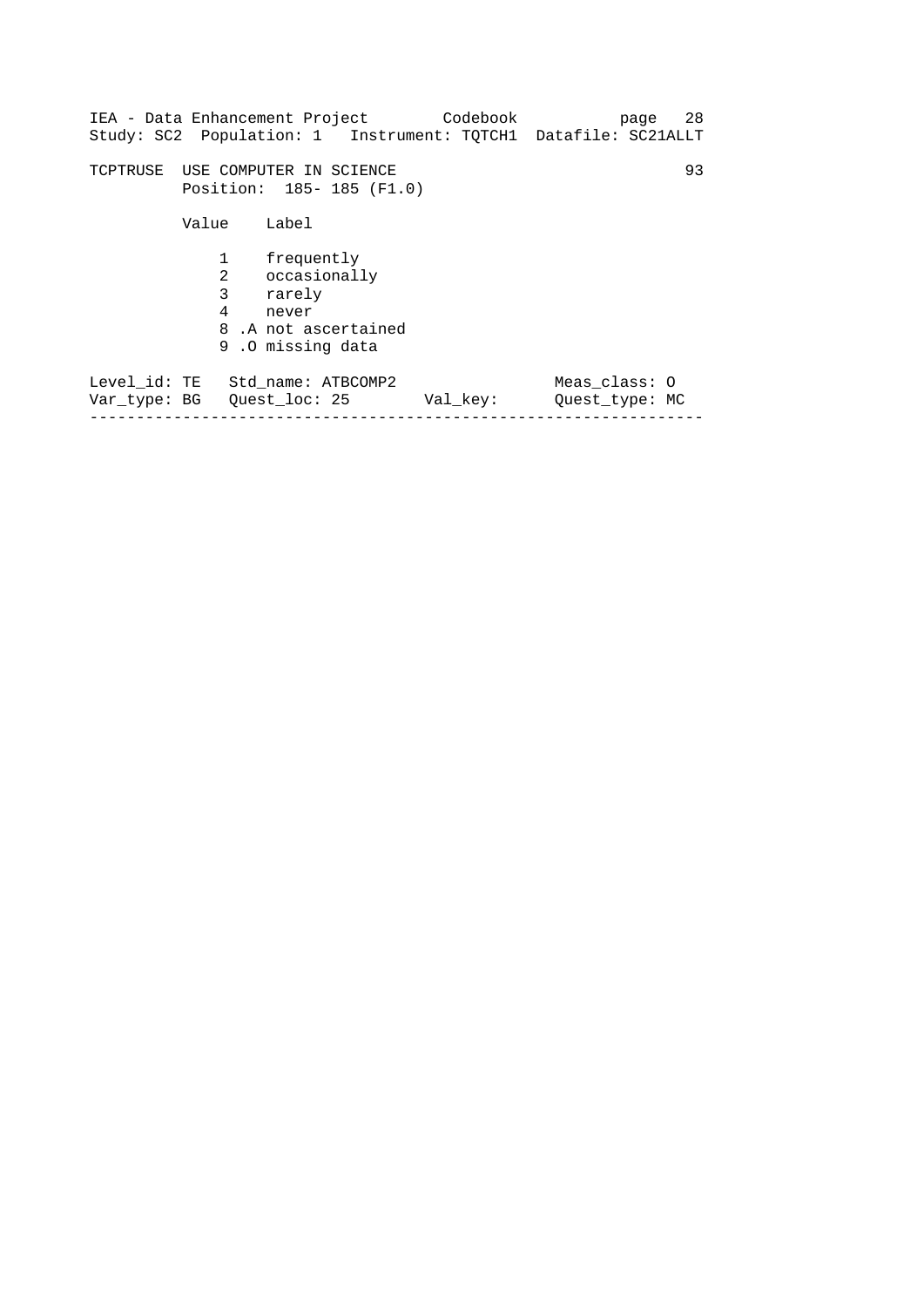TCPTRUSE  USE COMPUTER IN SCIENCE  93

Position: 185- 185 (F1.0)

| Value | Label |
|---|---|
| 1 | frequently |
| 2 | occasionally |
| 3 | rarely |
| 4 | never |
| 8 .A | not ascertained |
| 9 .O | missing data |

Level_id: TE   Std_name: ATBCOMP2   Meas_class: O

Var_type: BG   Quest_loc: 25   Val_key:   Quest_type: MC

---